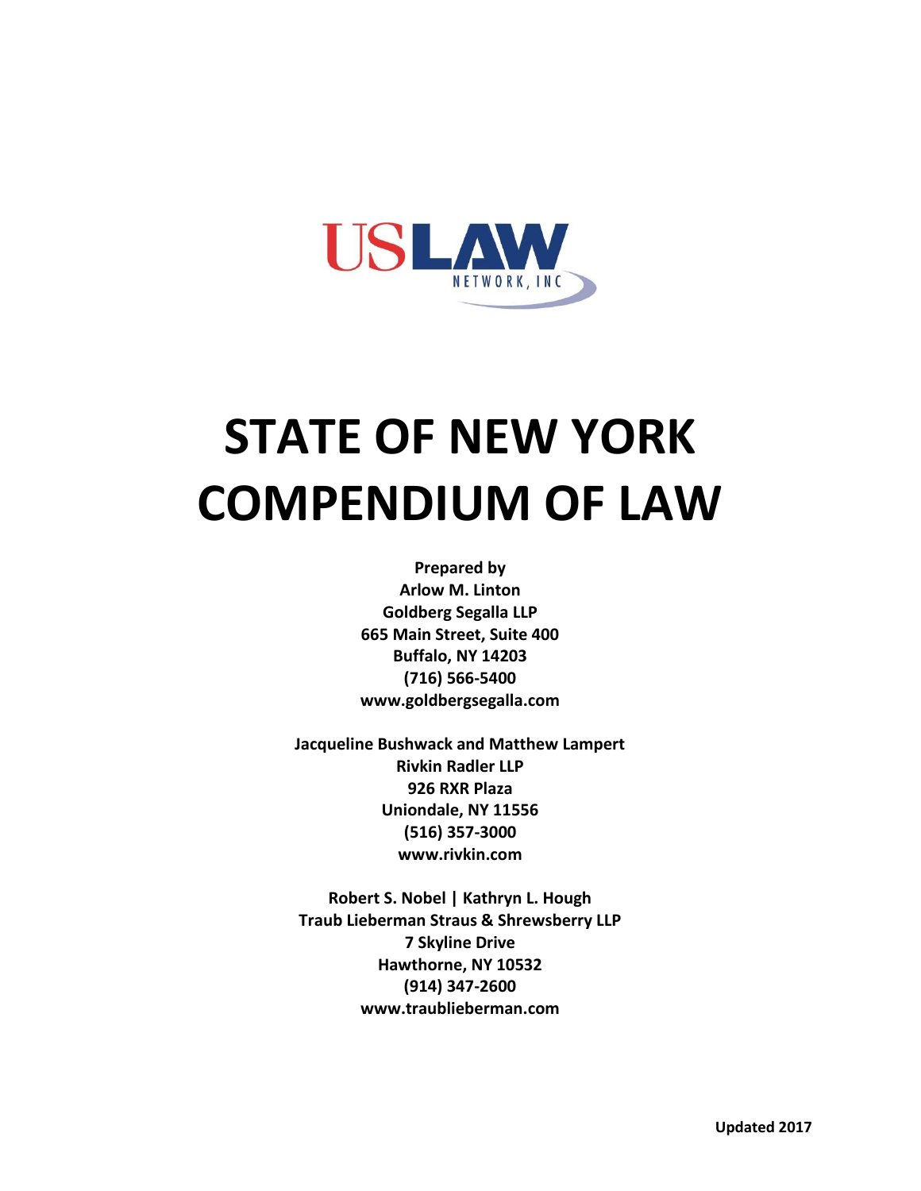USLAW NETWORK, INC

# STATE OF NEW YORK COMPENDIUM OF LAW

**Prepared by**
**Arlow M. Linton**
**Goldberg Segalla LLP**
**665 Main Street, Suite 400**
**Buffalo, NY 14203**
**(716) 566-5400**
**www.goldbergsegalla.com**

**Jacqueline Bushwack and Matthew Lampert**
**Rivkin Radler LLP**
**926 RXR Plaza**
**Uniondale, NY 11556**
**(516) 357-3000**
**www.rivkin.com**

**Robert S. Nobel | Kathryn L. Hough**
**Traub Lieberman Straus & Shrewsberry LLP**
**7 Skyline Drive**
**Hawthorne, NY 10532**
**(914) 347-2600**
**www.traublieberman.com**

**Updated 2017**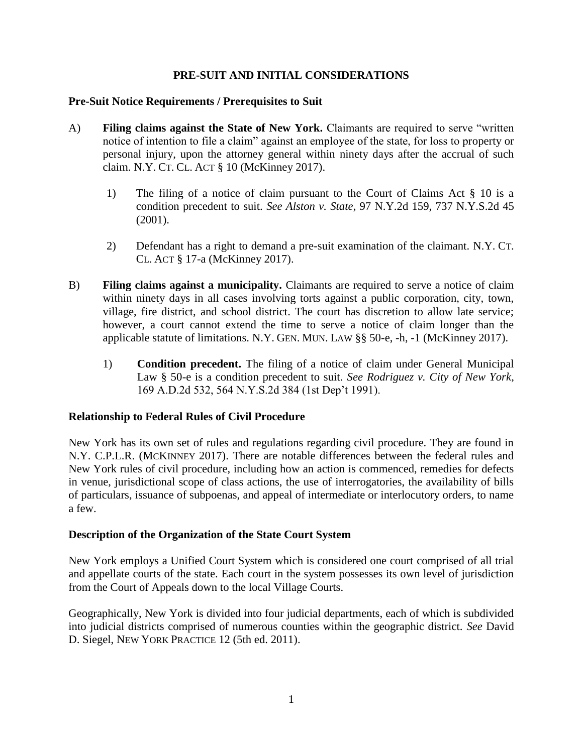## PRE-SUIT AND INITIAL CONSIDERATIONS

### Pre-Suit Notice Requirements / Prerequisites to Suit

A) **Filing claims against the State of New York.** Claimants are required to serve "written notice of intention to file a claim" against an employee of the state, for loss to property or personal injury, upon the attorney general within ninety days after the accrual of such claim. N.Y. CT. CL. ACT § 10 (McKinney 2017).

1) The filing of a notice of claim pursuant to the Court of Claims Act § 10 is a condition precedent to suit. *See Alston v. State*, 97 N.Y.2d 159, 737 N.Y.S.2d 45 (2001).

2) Defendant has a right to demand a pre-suit examination of the claimant. N.Y. CT. CL. ACT § 17-a (McKinney 2017).

B) **Filing claims against a municipality.** Claimants are required to serve a notice of claim within ninety days in all cases involving torts against a public corporation, city, town, village, fire district, and school district. The court has discretion to allow late service; however, a court cannot extend the time to serve a notice of claim longer than the applicable statute of limitations. N.Y. GEN. MUN. LAW §§ 50-e, -h, -1 (McKinney 2017).

1) **Condition precedent.** The filing of a notice of claim under General Municipal Law § 50-e is a condition precedent to suit. *See Rodriguez v. City of New York*, 169 A.D.2d 532, 564 N.Y.S.2d 384 (1st Dep't 1991).

### Relationship to Federal Rules of Civil Procedure

New York has its own set of rules and regulations regarding civil procedure. They are found in N.Y. C.P.L.R. (MCKINNEY 2017). There are notable differences between the federal rules and New York rules of civil procedure, including how an action is commenced, remedies for defects in venue, jurisdictional scope of class actions, the use of interrogatories, the availability of bills of particulars, issuance of subpoenas, and appeal of intermediate or interlocutory orders, to name a few.

### Description of the Organization of the State Court System

New York employs a Unified Court System which is considered one court comprised of all trial and appellate courts of the state. Each court in the system possesses its own level of jurisdiction from the Court of Appeals down to the local Village Courts.

Geographically, New York is divided into four judicial departments, each of which is subdivided into judicial districts comprised of numerous counties within the geographic district. *See* David D. Siegel, NEW YORK PRACTICE 12 (5th ed. 2011).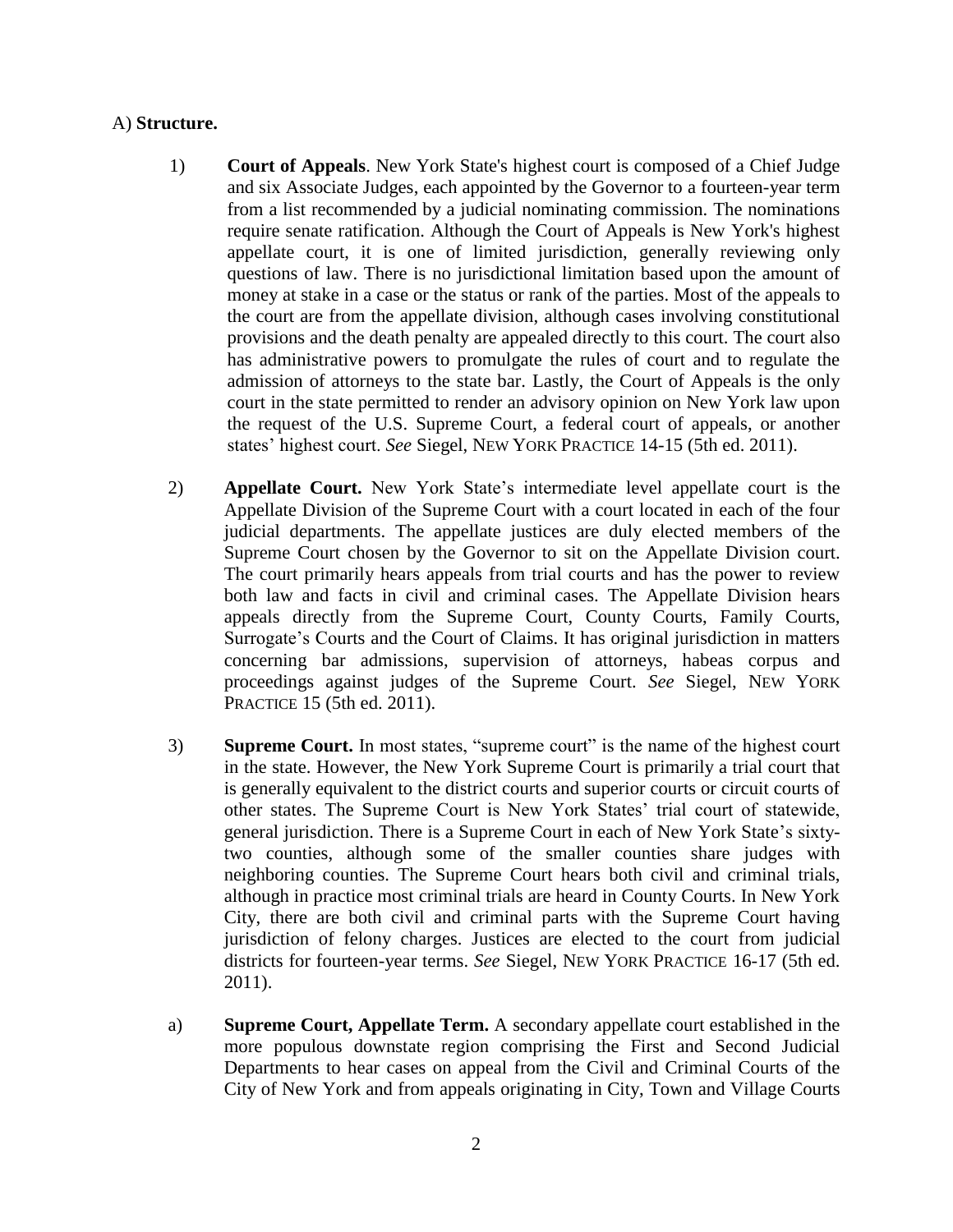A) **Structure.**

1) **Court of Appeals**. New York State's highest court is composed of a Chief Judge and six Associate Judges, each appointed by the Governor to a fourteen-year term from a list recommended by a judicial nominating commission. The nominations require senate ratification. Although the Court of Appeals is New York's highest appellate court, it is one of limited jurisdiction, generally reviewing only questions of law. There is no jurisdictional limitation based upon the amount of money at stake in a case or the status or rank of the parties. Most of the appeals to the court are from the appellate division, although cases involving constitutional provisions and the death penalty are appealed directly to this court. The court also has administrative powers to promulgate the rules of court and to regulate the admission of attorneys to the state bar. Lastly, the Court of Appeals is the only court in the state permitted to render an advisory opinion on New York law upon the request of the U.S. Supreme Court, a federal court of appeals, or another states' highest court. *See* Siegel, NEW YORK PRACTICE 14-15 (5th ed. 2011).

2) **Appellate Court.** New York State's intermediate level appellate court is the Appellate Division of the Supreme Court with a court located in each of the four judicial departments. The appellate justices are duly elected members of the Supreme Court chosen by the Governor to sit on the Appellate Division court. The court primarily hears appeals from trial courts and has the power to review both law and facts in civil and criminal cases. The Appellate Division hears appeals directly from the Supreme Court, County Courts, Family Courts, Surrogate's Courts and the Court of Claims. It has original jurisdiction in matters concerning bar admissions, supervision of attorneys, habeas corpus and proceedings against judges of the Supreme Court. *See* Siegel, NEW YORK PRACTICE 15 (5th ed. 2011).

3) **Supreme Court.** In most states, "supreme court" is the name of the highest court in the state. However, the New York Supreme Court is primarily a trial court that is generally equivalent to the district courts and superior courts or circuit courts of other states. The Supreme Court is New York States' trial court of statewide, general jurisdiction. There is a Supreme Court in each of New York State's sixty-two counties, although some of the smaller counties share judges with neighboring counties. The Supreme Court hears both civil and criminal trials, although in practice most criminal trials are heard in County Courts. In New York City, there are both civil and criminal parts with the Supreme Court having jurisdiction of felony charges. Justices are elected to the court from judicial districts for fourteen-year terms. *See* Siegel, NEW YORK PRACTICE 16-17 (5th ed. 2011).

a) **Supreme Court, Appellate Term.** A secondary appellate court established in the more populous downstate region comprising the First and Second Judicial Departments to hear cases on appeal from the Civil and Criminal Courts of the City of New York and from appeals originating in City, Town and Village Courts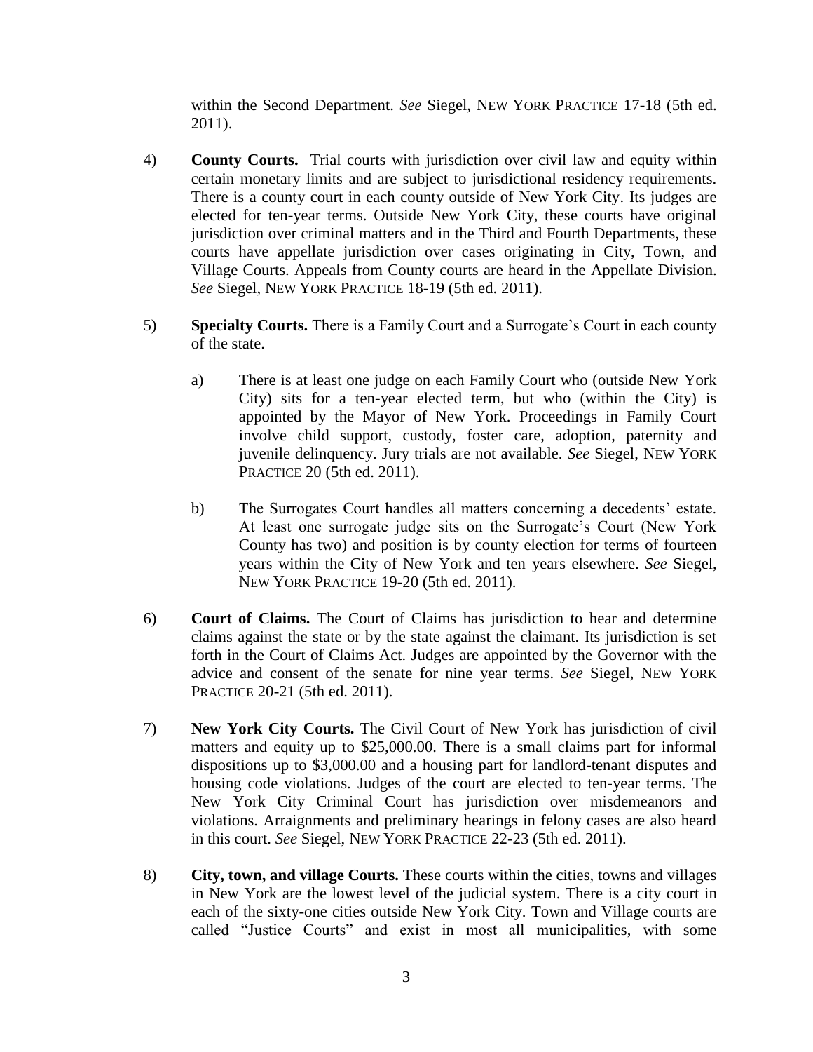within the Second Department. *See* Siegel, NEW YORK PRACTICE 17-18 (5th ed. 2011).

4) **County Courts.** Trial courts with jurisdiction over civil law and equity within certain monetary limits and are subject to jurisdictional residency requirements. There is a county court in each county outside of New York City. Its judges are elected for ten-year terms. Outside New York City, these courts have original jurisdiction over criminal matters and in the Third and Fourth Departments, these courts have appellate jurisdiction over cases originating in City, Town, and Village Courts. Appeals from County courts are heard in the Appellate Division. *See* Siegel, NEW YORK PRACTICE 18-19 (5th ed. 2011).

5) **Specialty Courts.** There is a Family Court and a Surrogate's Court in each county of the state.

   a) There is at least one judge on each Family Court who (outside New York City) sits for a ten-year elected term, but who (within the City) is appointed by the Mayor of New York. Proceedings in Family Court involve child support, custody, foster care, adoption, paternity and juvenile delinquency. Jury trials are not available. *See* Siegel, NEW YORK PRACTICE 20 (5th ed. 2011).

   b) The Surrogates Court handles all matters concerning a decedents' estate. At least one surrogate judge sits on the Surrogate's Court (New York County has two) and position is by county election for terms of fourteen years within the City of New York and ten years elsewhere. *See* Siegel, NEW YORK PRACTICE 19-20 (5th ed. 2011).

6) **Court of Claims.** The Court of Claims has jurisdiction to hear and determine claims against the state or by the state against the claimant. Its jurisdiction is set forth in the Court of Claims Act. Judges are appointed by the Governor with the advice and consent of the senate for nine year terms. *See* Siegel, NEW YORK PRACTICE 20-21 (5th ed. 2011).

7) **New York City Courts.** The Civil Court of New York has jurisdiction of civil matters and equity up to $25,000.00. There is a small claims part for informal dispositions up to $3,000.00 and a housing part for landlord-tenant disputes and housing code violations. Judges of the court are elected to ten-year terms. The New York City Criminal Court has jurisdiction over misdemeanors and violations. Arraignments and preliminary hearings in felony cases are also heard in this court. *See* Siegel, NEW YORK PRACTICE 22-23 (5th ed. 2011).

8) **City, town, and village Courts.** These courts within the cities, towns and villages in New York are the lowest level of the judicial system. There is a city court in each of the sixty-one cities outside New York City. Town and Village courts are called "Justice Courts" and exist in most all municipalities, with some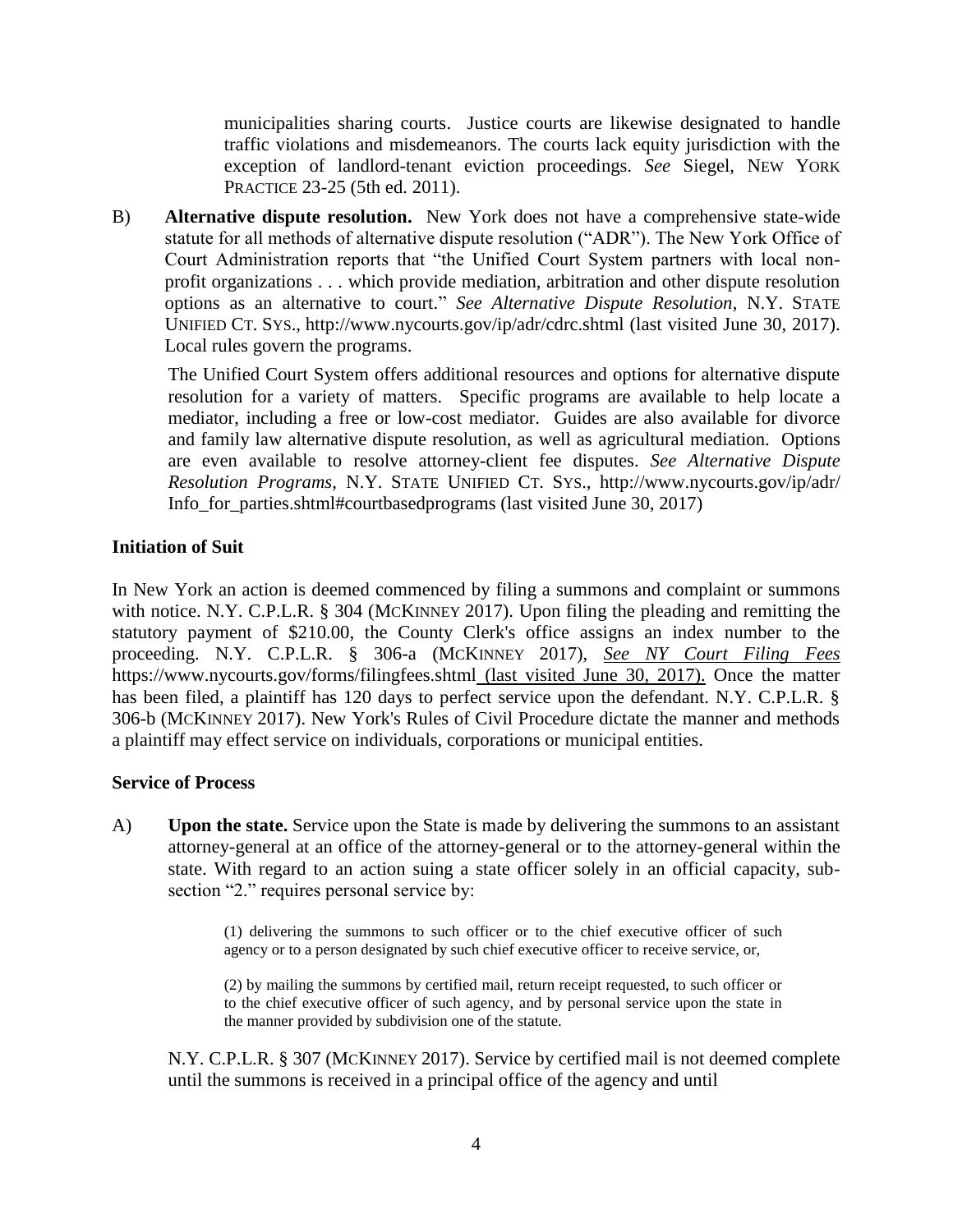municipalities sharing courts. Justice courts are likewise designated to handle traffic violations and misdemeanors. The courts lack equity jurisdiction with the exception of landlord-tenant eviction proceedings. *See* Siegel, NEW YORK PRACTICE 23-25 (5th ed. 2011).

B) **Alternative dispute resolution.** New York does not have a comprehensive state-wide statute for all methods of alternative dispute resolution ("ADR"). The New York Office of Court Administration reports that "the Unified Court System partners with local non-profit organizations . . . which provide mediation, arbitration and other dispute resolution options as an alternative to court." *See Alternative Dispute Resolution*, N.Y. STATE UNIFIED CT. SYS., http://www.nycourts.gov/ip/adr/cdrc.shtml (last visited June 30, 2017). Local rules govern the programs.

The Unified Court System offers additional resources and options for alternative dispute resolution for a variety of matters. Specific programs are available to help locate a mediator, including a free or low-cost mediator. Guides are also available for divorce and family law alternative dispute resolution, as well as agricultural mediation. Options are even available to resolve attorney-client fee disputes. *See Alternative Dispute Resolution Programs*, N.Y. STATE UNIFIED CT. SYS., http://www.nycourts.gov/ip/adr/Info_for_parties.shtml#courtbasedprograms (last visited June 30, 2017)

**Initiation of Suit**

In New York an action is deemed commenced by filing a summons and complaint or summons with notice. N.Y. C.P.L.R. § 304 (MCKINNEY 2017). Upon filing the pleading and remitting the statutory payment of $210.00, the County Clerk's office assigns an index number to the proceeding. N.Y. C.P.L.R. § 306-a (MCKINNEY 2017), *See NY Court Filing Fees* https://www.nycourts.gov/forms/filingfees.shtml (last visited June 30, 2017). Once the matter has been filed, a plaintiff has 120 days to perfect service upon the defendant. N.Y. C.P.L.R. § 306-b (MCKINNEY 2017). New York's Rules of Civil Procedure dictate the manner and methods a plaintiff may effect service on individuals, corporations or municipal entities.

**Service of Process**

A) **Upon the state.** Service upon the State is made by delivering the summons to an assistant attorney-general at an office of the attorney-general or to the attorney-general within the state. With regard to an action suing a state officer solely in an official capacity, sub-section "2." requires personal service by:

> (1) delivering the summons to such officer or to the chief executive officer of such agency or to a person designated by such chief executive officer to receive service, or,
>
> (2) by mailing the summons by certified mail, return receipt requested, to such officer or to the chief executive officer of such agency, and by personal service upon the state in the manner provided by subdivision one of the statute.

N.Y. C.P.L.R. § 307 (MCKINNEY 2017). Service by certified mail is not deemed complete until the summons is received in a principal office of the agency and until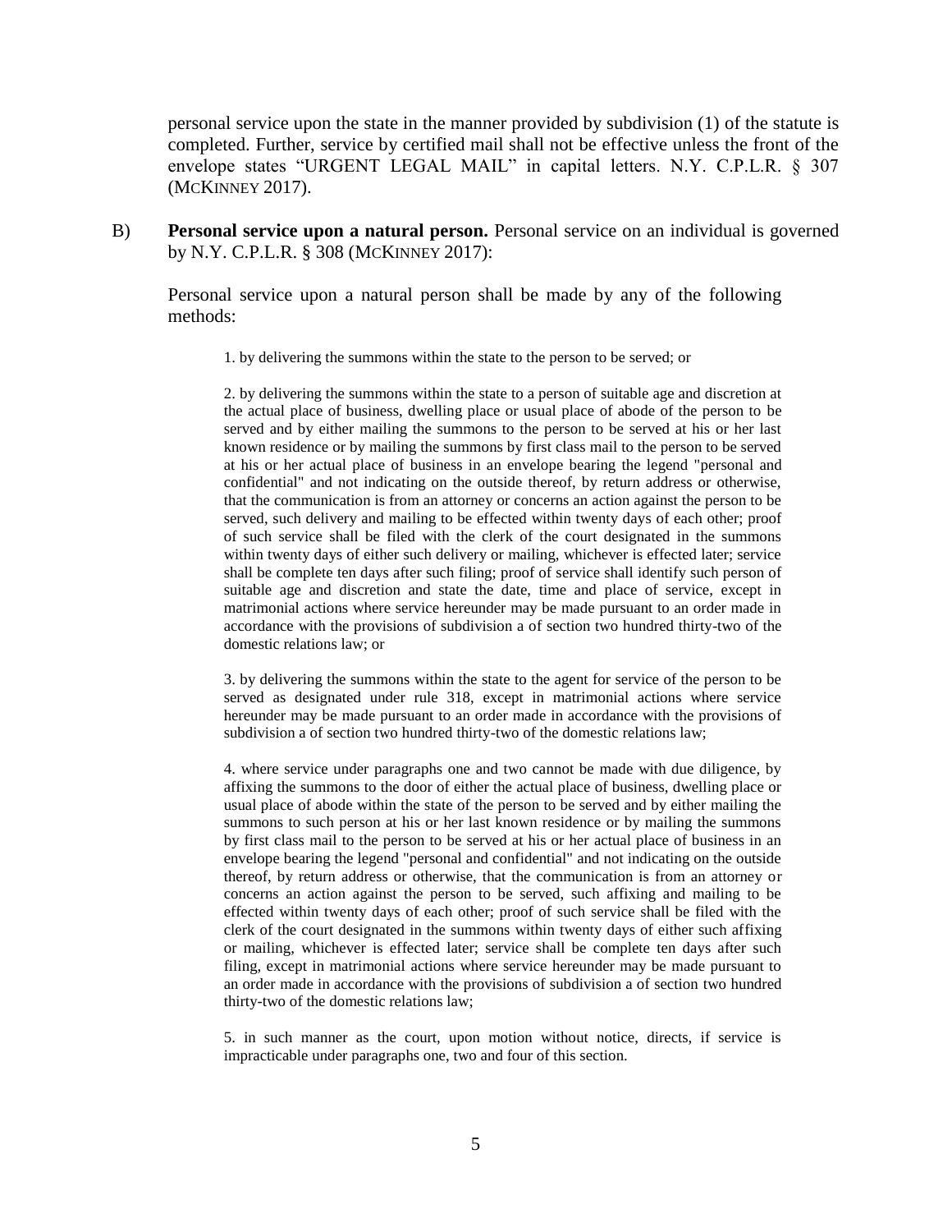personal service upon the state in the manner provided by subdivision (1) of the statute is completed. Further, service by certified mail shall not be effective unless the front of the envelope states "URGENT LEGAL MAIL" in capital letters. N.Y. C.P.L.R. § 307 (MCKINNEY 2017).

B) **Personal service upon a natural person.** Personal service on an individual is governed by N.Y. C.P.L.R. § 308 (MCKINNEY 2017):

> Personal service upon a natural person shall be made by any of the following methods:
>
> 1. by delivering the summons within the state to the person to be served; or
>
> 2. by delivering the summons within the state to a person of suitable age and discretion at the actual place of business, dwelling place or usual place of abode of the person to be served and by either mailing the summons to the person to be served at his or her last known residence or by mailing the summons by first class mail to the person to be served at his or her actual place of business in an envelope bearing the legend "personal and confidential" and not indicating on the outside thereof, by return address or otherwise, that the communication is from an attorney or concerns an action against the person to be served, such delivery and mailing to be effected within twenty days of each other; proof of such service shall be filed with the clerk of the court designated in the summons within twenty days of either such delivery or mailing, whichever is effected later; service shall be complete ten days after such filing; proof of service shall identify such person of suitable age and discretion and state the date, time and place of service, except in matrimonial actions where service hereunder may be made pursuant to an order made in accordance with the provisions of subdivision a of section two hundred thirty-two of the domestic relations law; or
>
> 3. by delivering the summons within the state to the agent for service of the person to be served as designated under rule 318, except in matrimonial actions where service hereunder may be made pursuant to an order made in accordance with the provisions of subdivision a of section two hundred thirty-two of the domestic relations law;
>
> 4. where service under paragraphs one and two cannot be made with due diligence, by affixing the summons to the door of either the actual place of business, dwelling place or usual place of abode within the state of the person to be served and by either mailing the summons to such person at his or her last known residence or by mailing the summons by first class mail to the person to be served at his or her actual place of business in an envelope bearing the legend "personal and confidential" and not indicating on the outside thereof, by return address or otherwise, that the communication is from an attorney or concerns an action against the person to be served, such affixing and mailing to be effected within twenty days of each other; proof of such service shall be filed with the clerk of the court designated in the summons within twenty days of either such affixing or mailing, whichever is effected later; service shall be complete ten days after such filing, except in matrimonial actions where service hereunder may be made pursuant to an order made in accordance with the provisions of subdivision a of section two hundred thirty-two of the domestic relations law;
>
> 5. in such manner as the court, upon motion without notice, directs, if service is impracticable under paragraphs one, two and four of this section.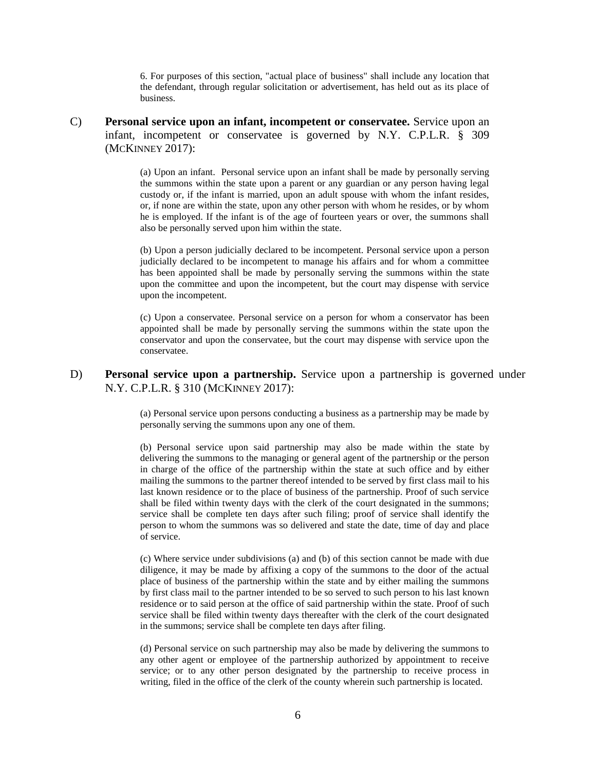6. For purposes of this section, "actual place of business" shall include any location that the defendant, through regular solicitation or advertisement, has held out as its place of business.

C) **Personal service upon an infant, incompetent or conservatee.** Service upon an infant, incompetent or conservatee is governed by N.Y. C.P.L.R. § 309 (MCKINNEY 2017):

> (a) Upon an infant. Personal service upon an infant shall be made by personally serving the summons within the state upon a parent or any guardian or any person having legal custody or, if the infant is married, upon an adult spouse with whom the infant resides, or, if none are within the state, upon any other person with whom he resides, or by whom he is employed. If the infant is of the age of fourteen years or over, the summons shall also be personally served upon him within the state.
>
> (b) Upon a person judicially declared to be incompetent. Personal service upon a person judicially declared to be incompetent to manage his affairs and for whom a committee has been appointed shall be made by personally serving the summons within the state upon the committee and upon the incompetent, but the court may dispense with service upon the incompetent.
>
> (c) Upon a conservatee. Personal service on a person for whom a conservator has been appointed shall be made by personally serving the summons within the state upon the conservator and upon the conservatee, but the court may dispense with service upon the conservatee.

D) **Personal service upon a partnership.** Service upon a partnership is governed under N.Y. C.P.L.R. § 310 (MCKINNEY 2017):

> (a) Personal service upon persons conducting a business as a partnership may be made by personally serving the summons upon any one of them.
>
> (b) Personal service upon said partnership may also be made within the state by delivering the summons to the managing or general agent of the partnership or the person in charge of the office of the partnership within the state at such office and by either mailing the summons to the partner thereof intended to be served by first class mail to his last known residence or to the place of business of the partnership. Proof of such service shall be filed within twenty days with the clerk of the court designated in the summons; service shall be complete ten days after such filing; proof of service shall identify the person to whom the summons was so delivered and state the date, time of day and place of service.
>
> (c) Where service under subdivisions (a) and (b) of this section cannot be made with due diligence, it may be made by affixing a copy of the summons to the door of the actual place of business of the partnership within the state and by either mailing the summons by first class mail to the partner intended to be so served to such person to his last known residence or to said person at the office of said partnership within the state. Proof of such service shall be filed within twenty days thereafter with the clerk of the court designated in the summons; service shall be complete ten days after filing.
>
> (d) Personal service on such partnership may also be made by delivering the summons to any other agent or employee of the partnership authorized by appointment to receive service; or to any other person designated by the partnership to receive process in writing, filed in the office of the clerk of the county wherein such partnership is located.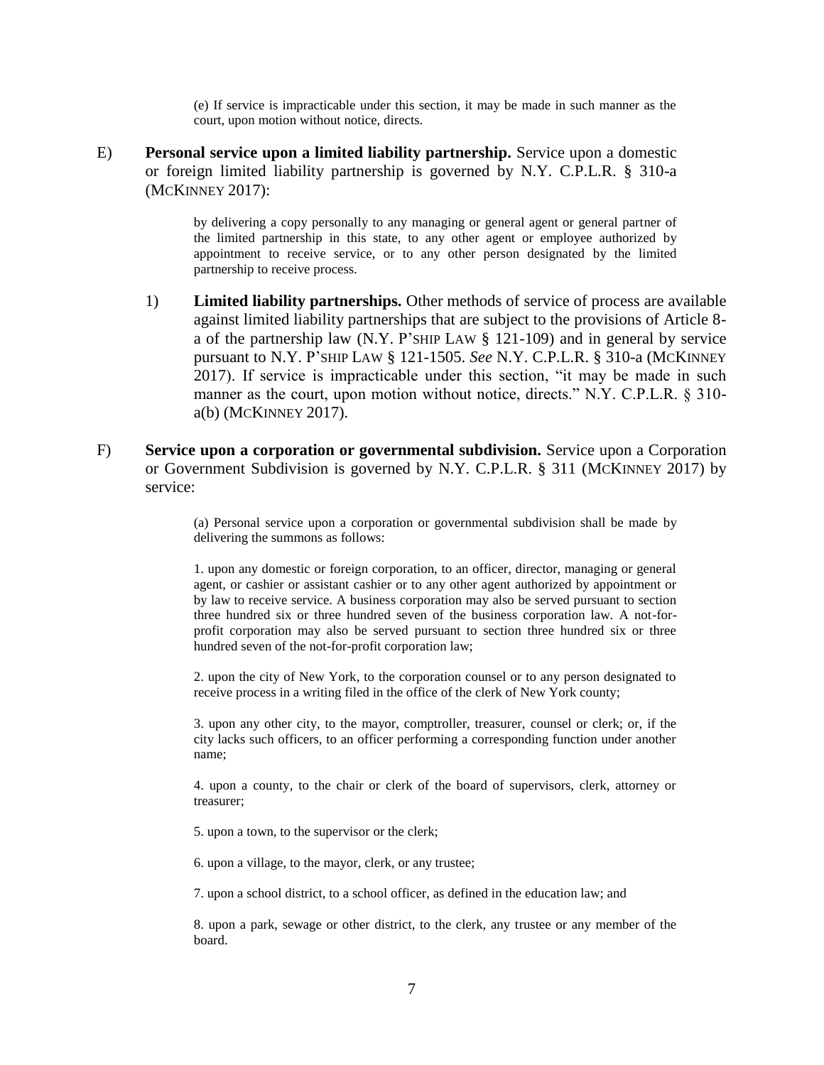> (e) If service is impracticable under this section, it may be made in such manner as the court, upon motion without notice, directs.

E) **Personal service upon a limited liability partnership.** Service upon a domestic or foreign limited liability partnership is governed by N.Y. C.P.L.R. § 310-a (MCKINNEY 2017):

> by delivering a copy personally to any managing or general agent or general partner of the limited partnership in this state, to any other agent or employee authorized by appointment to receive service, or to any other person designated by the limited partnership to receive process.

1) **Limited liability partnerships.** Other methods of service of process are available against limited liability partnerships that are subject to the provisions of Article 8-a of the partnership law (N.Y. P'SHIP LAW § 121-109) and in general by service pursuant to N.Y. P'SHIP LAW § 121-1505. *See* N.Y. C.P.L.R. § 310-a (MCKINNEY 2017). If service is impracticable under this section, "it may be made in such manner as the court, upon motion without notice, directs." N.Y. C.P.L.R. § 310-a(b) (MCKINNEY 2017).

F) **Service upon a corporation or governmental subdivision.** Service upon a Corporation or Government Subdivision is governed by N.Y. C.P.L.R. § 311 (MCKINNEY 2017) by service:

> (a) Personal service upon a corporation or governmental subdivision shall be made by delivering the summons as follows:
>
> 1. upon any domestic or foreign corporation, to an officer, director, managing or general agent, or cashier or assistant cashier or to any other agent authorized by appointment or by law to receive service. A business corporation may also be served pursuant to section three hundred six or three hundred seven of the business corporation law. A not-for-profit corporation may also be served pursuant to section three hundred six or three hundred seven of the not-for-profit corporation law;
>
> 2. upon the city of New York, to the corporation counsel or to any person designated to receive process in a writing filed in the office of the clerk of New York county;
>
> 3. upon any other city, to the mayor, comptroller, treasurer, counsel or clerk; or, if the city lacks such officers, to an officer performing a corresponding function under another name;
>
> 4. upon a county, to the chair or clerk of the board of supervisors, clerk, attorney or treasurer;
>
> 5. upon a town, to the supervisor or the clerk;
>
> 6. upon a village, to the mayor, clerk, or any trustee;
>
> 7. upon a school district, to a school officer, as defined in the education law; and
>
> 8. upon a park, sewage or other district, to the clerk, any trustee or any member of the board.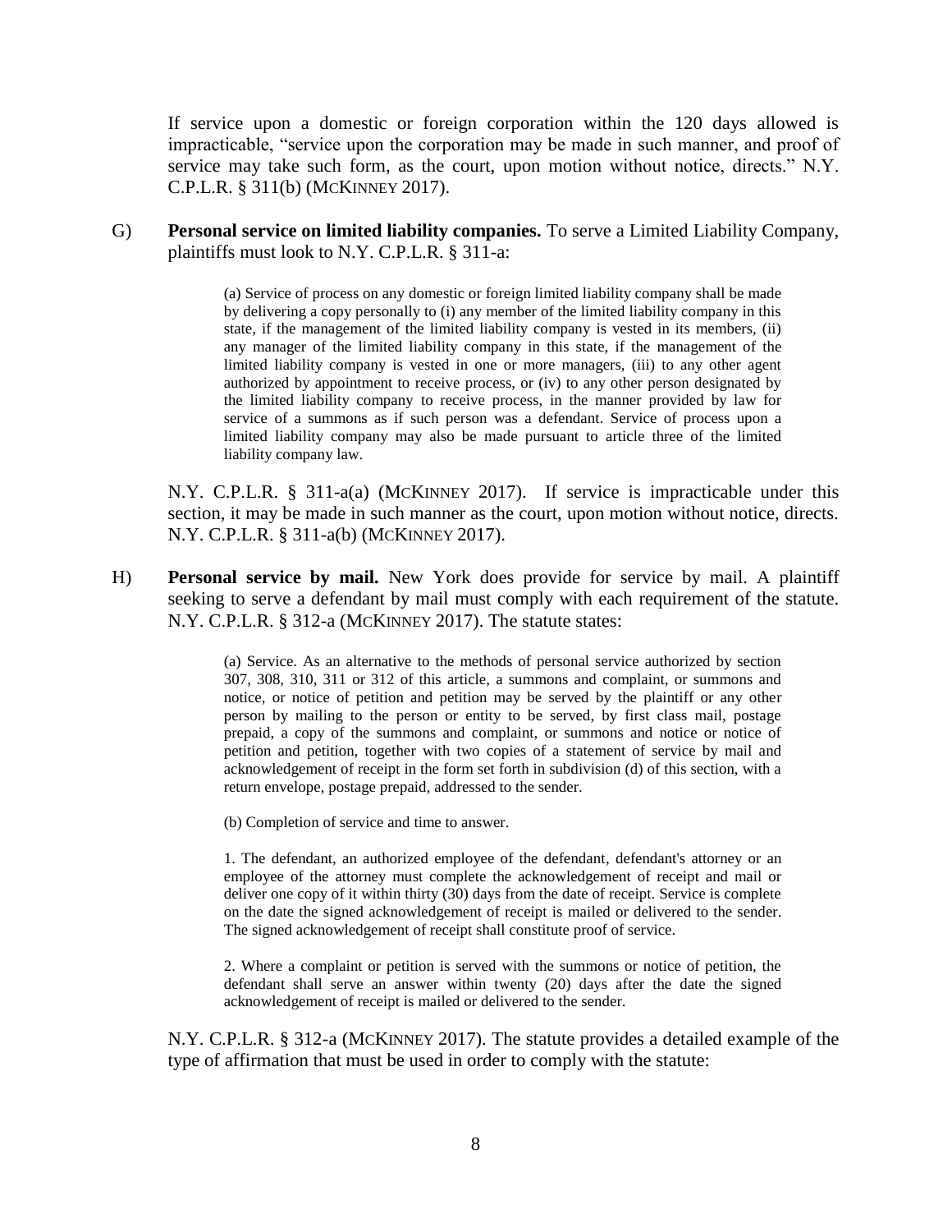If service upon a domestic or foreign corporation within the 120 days allowed is impracticable, "service upon the corporation may be made in such manner, and proof of service may take such form, as the court, upon motion without notice, directs." N.Y. C.P.L.R. § 311(b) (MCKINNEY 2017).

G) **Personal service on limited liability companies.** To serve a Limited Liability Company, plaintiffs must look to N.Y. C.P.L.R. § 311-a:

> (a) Service of process on any domestic or foreign limited liability company shall be made by delivering a copy personally to (i) any member of the limited liability company in this state, if the management of the limited liability company is vested in its members, (ii) any manager of the limited liability company in this state, if the management of the limited liability company is vested in one or more managers, (iii) to any other agent authorized by appointment to receive process, or (iv) to any other person designated by the limited liability company to receive process, in the manner provided by law for service of a summons as if such person was a defendant. Service of process upon a limited liability company may also be made pursuant to article three of the limited liability company law.

N.Y. C.P.L.R. § 311-a(a) (MCKINNEY 2017). If service is impracticable under this section, it may be made in such manner as the court, upon motion without notice, directs. N.Y. C.P.L.R. § 311-a(b) (MCKINNEY 2017).

H) **Personal service by mail.** New York does provide for service by mail. A plaintiff seeking to serve a defendant by mail must comply with each requirement of the statute. N.Y. C.P.L.R. § 312-a (MCKINNEY 2017). The statute states:

> (a) Service. As an alternative to the methods of personal service authorized by section 307, 308, 310, 311 or 312 of this article, a summons and complaint, or summons and notice, or notice of petition and petition may be served by the plaintiff or any other person by mailing to the person or entity to be served, by first class mail, postage prepaid, a copy of the summons and complaint, or summons and notice or notice of petition and petition, together with two copies of a statement of service by mail and acknowledgement of receipt in the form set forth in subdivision (d) of this section, with a return envelope, postage prepaid, addressed to the sender.
>
> (b) Completion of service and time to answer.
>
> 1. The defendant, an authorized employee of the defendant, defendant's attorney or an employee of the attorney must complete the acknowledgement of receipt and mail or deliver one copy of it within thirty (30) days from the date of receipt. Service is complete on the date the signed acknowledgement of receipt is mailed or delivered to the sender. The signed acknowledgement of receipt shall constitute proof of service.
>
> 2. Where a complaint or petition is served with the summons or notice of petition, the defendant shall serve an answer within twenty (20) days after the date the signed acknowledgement of receipt is mailed or delivered to the sender.

N.Y. C.P.L.R. § 312-a (MCKINNEY 2017). The statute provides a detailed example of the type of affirmation that must be used in order to comply with the statute: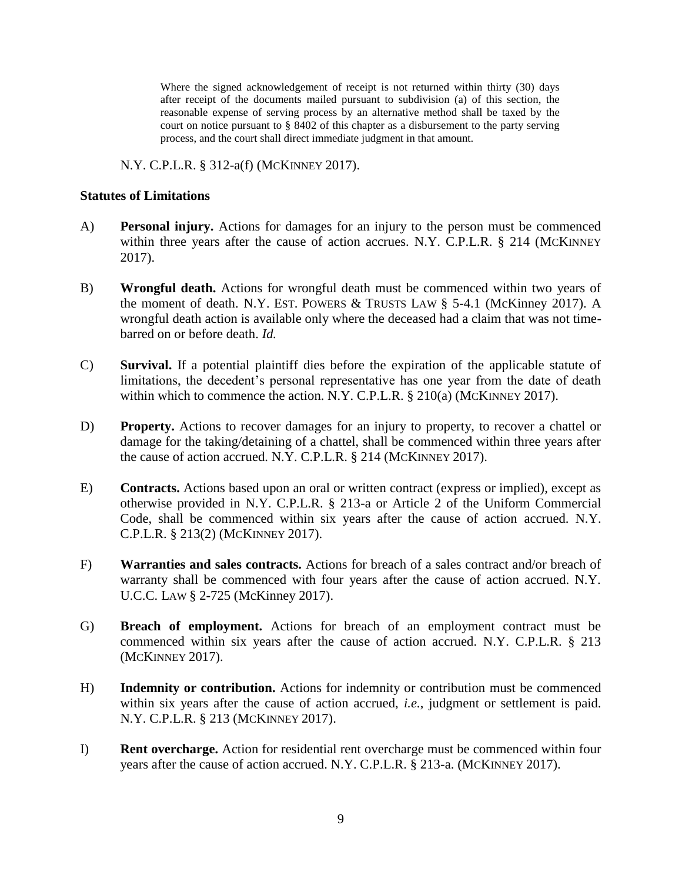> Where the signed acknowledgement of receipt is not returned within thirty (30) days after receipt of the documents mailed pursuant to subdivision (a) of this section, the reasonable expense of serving process by an alternative method shall be taxed by the court on notice pursuant to § 8402 of this chapter as a disbursement to the party serving process, and the court shall direct immediate judgment in that amount.

N.Y. C.P.L.R. § 312-a(f) (MCKINNEY 2017).

**Statutes of Limitations**

A) **Personal injury.** Actions for damages for an injury to the person must be commenced within three years after the cause of action accrues. N.Y. C.P.L.R. § 214 (MCKINNEY 2017).

B) **Wrongful death.** Actions for wrongful death must be commenced within two years of the moment of death. N.Y. EST. POWERS & TRUSTS LAW § 5-4.1 (McKinney 2017). A wrongful death action is available only where the deceased had a claim that was not time-barred on or before death. *Id.*

C) **Survival.** If a potential plaintiff dies before the expiration of the applicable statute of limitations, the decedent's personal representative has one year from the date of death within which to commence the action. N.Y. C.P.L.R. § 210(a) (MCKINNEY 2017).

D) **Property.** Actions to recover damages for an injury to property, to recover a chattel or damage for the taking/detaining of a chattel, shall be commenced within three years after the cause of action accrued. N.Y. C.P.L.R. § 214 (MCKINNEY 2017).

E) **Contracts.** Actions based upon an oral or written contract (express or implied), except as otherwise provided in N.Y. C.P.L.R. § 213-a or Article 2 of the Uniform Commercial Code, shall be commenced within six years after the cause of action accrued. N.Y. C.P.L.R. § 213(2) (MCKINNEY 2017).

F) **Warranties and sales contracts.** Actions for breach of a sales contract and/or breach of warranty shall be commenced with four years after the cause of action accrued. N.Y. U.C.C. LAW § 2-725 (McKinney 2017).

G) **Breach of employment.** Actions for breach of an employment contract must be commenced within six years after the cause of action accrued. N.Y. C.P.L.R. § 213 (MCKINNEY 2017).

H) **Indemnity or contribution.** Actions for indemnity or contribution must be commenced within six years after the cause of action accrued, *i.e.*, judgment or settlement is paid. N.Y. C.P.L.R. § 213 (MCKINNEY 2017).

I) **Rent overcharge.** Action for residential rent overcharge must be commenced within four years after the cause of action accrued. N.Y. C.P.L.R. § 213-a. (MCKINNEY 2017).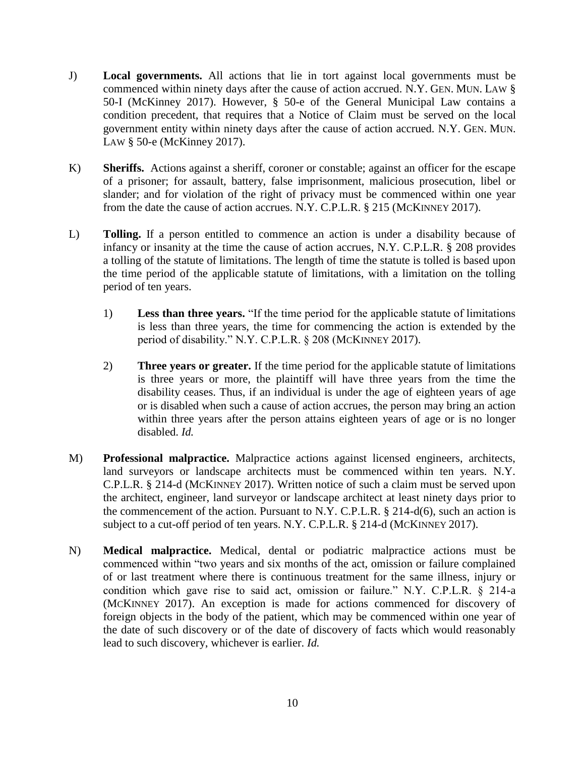J) **Local governments.** All actions that lie in tort against local governments must be commenced within ninety days after the cause of action accrued. N.Y. GEN. MUN. LAW § 50-I (McKinney 2017). However, § 50-e of the General Municipal Law contains a condition precedent, that requires that a Notice of Claim must be served on the local government entity within ninety days after the cause of action accrued. N.Y. GEN. MUN. LAW § 50-e (McKinney 2017).

K) **Sheriffs.** Actions against a sheriff, coroner or constable; against an officer for the escape of a prisoner; for assault, battery, false imprisonment, malicious prosecution, libel or slander; and for violation of the right of privacy must be commenced within one year from the date the cause of action accrues. N.Y. C.P.L.R. § 215 (MCKINNEY 2017).

L) **Tolling.** If a person entitled to commence an action is under a disability because of infancy or insanity at the time the cause of action accrues, N.Y. C.P.L.R. § 208 provides a tolling of the statute of limitations. The length of time the statute is tolled is based upon the time period of the applicable statute of limitations, with a limitation on the tolling period of ten years.

1) **Less than three years.** "If the time period for the applicable statute of limitations is less than three years, the time for commencing the action is extended by the period of disability." N.Y. C.P.L.R. § 208 (MCKINNEY 2017).

2) **Three years or greater.** If the time period for the applicable statute of limitations is three years or more, the plaintiff will have three years from the time the disability ceases. Thus, if an individual is under the age of eighteen years of age or is disabled when such a cause of action accrues, the person may bring an action within three years after the person attains eighteen years of age or is no longer disabled. *Id.*

M) **Professional malpractice.** Malpractice actions against licensed engineers, architects, land surveyors or landscape architects must be commenced within ten years. N.Y. C.P.L.R. § 214-d (MCKINNEY 2017). Written notice of such a claim must be served upon the architect, engineer, land surveyor or landscape architect at least ninety days prior to the commencement of the action. Pursuant to N.Y. C.P.L.R. § 214-d(6), such an action is subject to a cut-off period of ten years. N.Y. C.P.L.R. § 214-d (MCKINNEY 2017).

N) **Medical malpractice.** Medical, dental or podiatric malpractice actions must be commenced within "two years and six months of the act, omission or failure complained of or last treatment where there is continuous treatment for the same illness, injury or condition which gave rise to said act, omission or failure." N.Y. C.P.L.R. § 214-a (MCKINNEY 2017). An exception is made for actions commenced for discovery of foreign objects in the body of the patient, which may be commenced within one year of the date of such discovery or of the date of discovery of facts which would reasonably lead to such discovery, whichever is earlier. *Id.*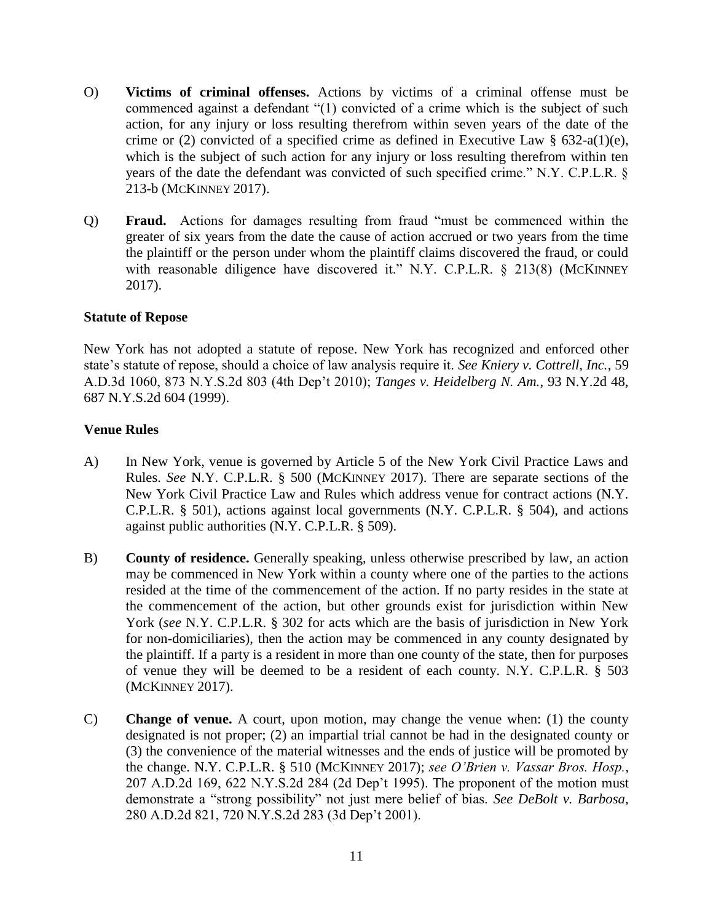O) **Victims of criminal offenses.** Actions by victims of a criminal offense must be commenced against a defendant "(1) convicted of a crime which is the subject of such action, for any injury or loss resulting therefrom within seven years of the date of the crime or (2) convicted of a specified crime as defined in Executive Law § 632-a(1)(e), which is the subject of such action for any injury or loss resulting therefrom within ten years of the date the defendant was convicted of such specified crime." N.Y. C.P.L.R. § 213-b (MCKINNEY 2017).

Q) **Fraud.** Actions for damages resulting from fraud "must be commenced within the greater of six years from the date the cause of action accrued or two years from the time the plaintiff or the person under whom the plaintiff claims discovered the fraud, or could with reasonable diligence have discovered it." N.Y. C.P.L.R. § 213(8) (MCKINNEY 2017).

**Statute of Repose**

New York has not adopted a statute of repose. New York has recognized and enforced other state's statute of repose, should a choice of law analysis require it. *See Kniery v. Cottrell, Inc.*, 59 A.D.3d 1060, 873 N.Y.S.2d 803 (4th Dep't 2010); *Tanges v. Heidelberg N. Am.*, 93 N.Y.2d 48, 687 N.Y.S.2d 604 (1999).

**Venue Rules**

A) In New York, venue is governed by Article 5 of the New York Civil Practice Laws and Rules. *See* N.Y. C.P.L.R. § 500 (MCKINNEY 2017). There are separate sections of the New York Civil Practice Law and Rules which address venue for contract actions (N.Y. C.P.L.R. § 501), actions against local governments (N.Y. C.P.L.R. § 504), and actions against public authorities (N.Y. C.P.L.R. § 509).

B) **County of residence.** Generally speaking, unless otherwise prescribed by law, an action may be commenced in New York within a county where one of the parties to the actions resided at the time of the commencement of the action. If no party resides in the state at the commencement of the action, but other grounds exist for jurisdiction within New York (*see* N.Y. C.P.L.R. § 302 for acts which are the basis of jurisdiction in New York for non-domiciliaries), then the action may be commenced in any county designated by the plaintiff. If a party is a resident in more than one county of the state, then for purposes of venue they will be deemed to be a resident of each county. N.Y. C.P.L.R. § 503 (MCKINNEY 2017).

C) **Change of venue.** A court, upon motion, may change the venue when: (1) the county designated is not proper; (2) an impartial trial cannot be had in the designated county or (3) the convenience of the material witnesses and the ends of justice will be promoted by the change. N.Y. C.P.L.R. § 510 (MCKINNEY 2017); *see O'Brien v. Vassar Bros. Hosp.*, 207 A.D.2d 169, 622 N.Y.S.2d 284 (2d Dep't 1995). The proponent of the motion must demonstrate a "strong possibility" not just mere belief of bias. *See DeBolt v. Barbosa*, 280 A.D.2d 821, 720 N.Y.S.2d 283 (3d Dep't 2001).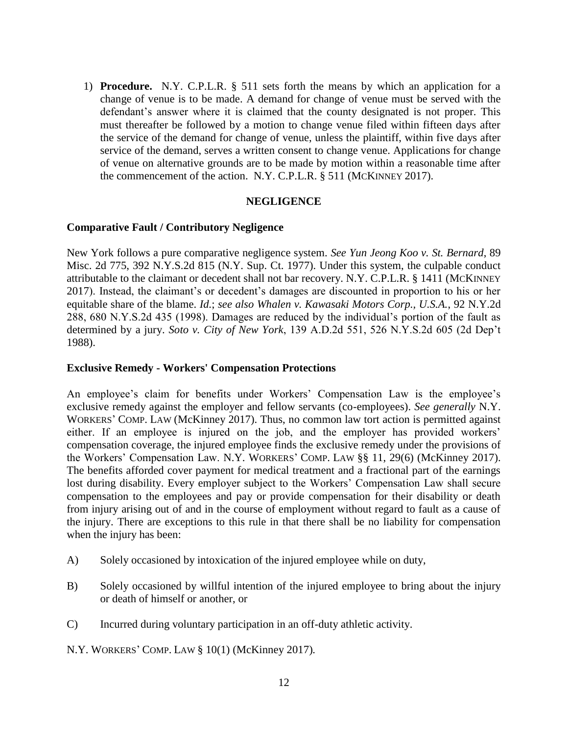1) **Procedure.** N.Y. C.P.L.R. § 511 sets forth the means by which an application for a change of venue is to be made. A demand for change of venue must be served with the defendant's answer where it is claimed that the county designated is not proper. This must thereafter be followed by a motion to change venue filed within fifteen days after the service of the demand for change of venue, unless the plaintiff, within five days after service of the demand, serves a written consent to change venue. Applications for change of venue on alternative grounds are to be made by motion within a reasonable time after the commencement of the action. N.Y. C.P.L.R. § 511 (McKinney 2017).

## NEGLIGENCE

### Comparative Fault / Contributory Negligence

New York follows a pure comparative negligence system. *See Yun Jeong Koo v. St. Bernard*, 89 Misc. 2d 775, 392 N.Y.S.2d 815 (N.Y. Sup. Ct. 1977). Under this system, the culpable conduct attributable to the claimant or decedent shall not bar recovery. N.Y. C.P.L.R. § 1411 (McKinney 2017). Instead, the claimant's or decedent's damages are discounted in proportion to his or her equitable share of the blame. *Id.*; *see also Whalen v. Kawasaki Motors Corp., U.S.A.*, 92 N.Y.2d 288, 680 N.Y.S.2d 435 (1998). Damages are reduced by the individual's portion of the fault as determined by a jury. *Soto v. City of New York*, 139 A.D.2d 551, 526 N.Y.S.2d 605 (2d Dep't 1988).

### Exclusive Remedy - Workers' Compensation Protections

An employee's claim for benefits under Workers' Compensation Law is the employee's exclusive remedy against the employer and fellow servants (co-employees). *See generally* N.Y. Workers' Comp. Law (McKinney 2017). Thus, no common law tort action is permitted against either. If an employee is injured on the job, and the employer has provided workers' compensation coverage, the injured employee finds the exclusive remedy under the provisions of the Workers' Compensation Law. N.Y. Workers' Comp. Law §§ 11, 29(6) (McKinney 2017). The benefits afforded cover payment for medical treatment and a fractional part of the earnings lost during disability. Every employer subject to the Workers' Compensation Law shall secure compensation to the employees and pay or provide compensation for their disability or death from injury arising out of and in the course of employment without regard to fault as a cause of the injury. There are exceptions to this rule in that there shall be no liability for compensation when the injury has been:

A) Solely occasioned by intoxication of the injured employee while on duty,

B) Solely occasioned by willful intention of the injured employee to bring about the injury or death of himself or another, or

C) Incurred during voluntary participation in an off-duty athletic activity.

N.Y. Workers' Comp. Law § 10(1) (McKinney 2017).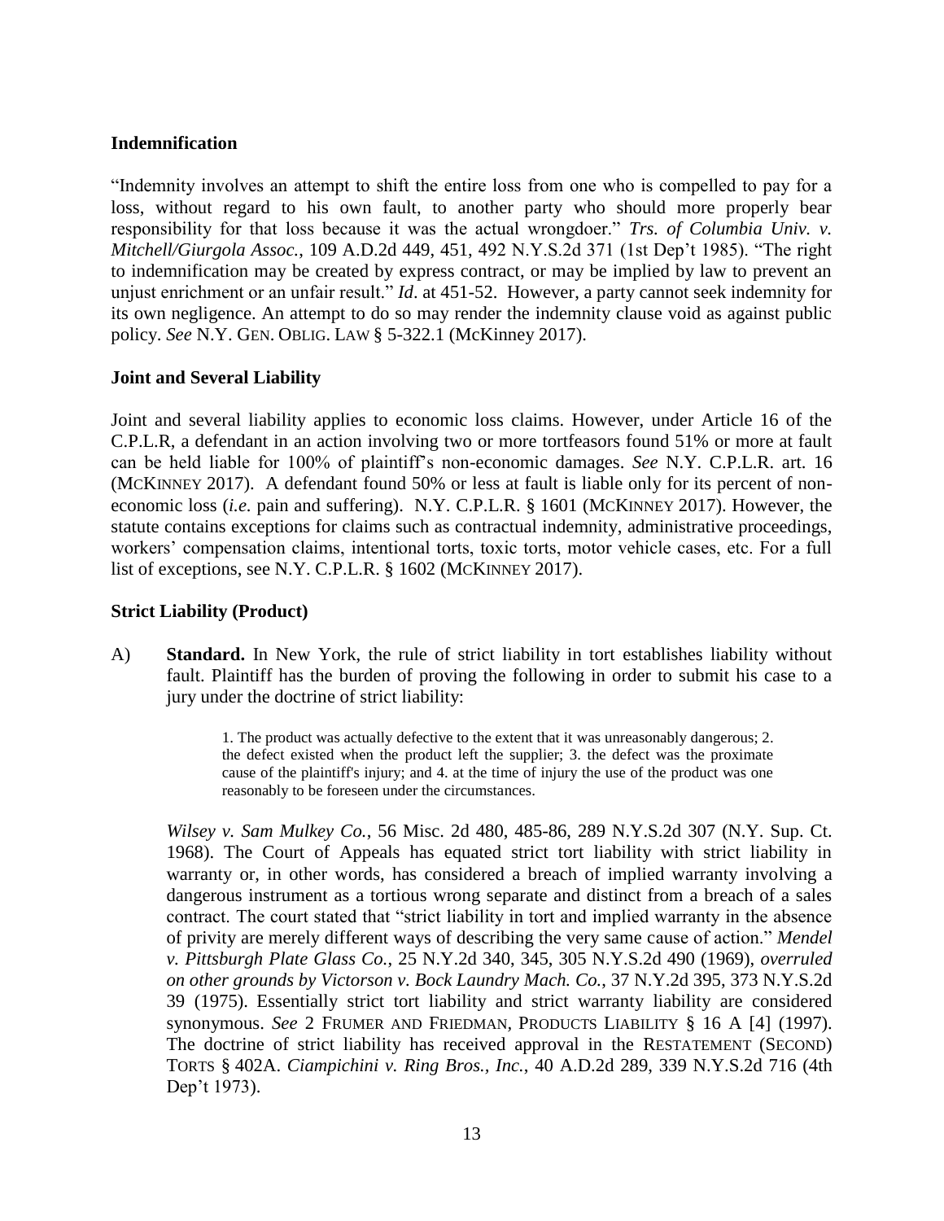**Indemnification**

"Indemnity involves an attempt to shift the entire loss from one who is compelled to pay for a loss, without regard to his own fault, to another party who should more properly bear responsibility for that loss because it was the actual wrongdoer." *Trs. of Columbia Univ. v. Mitchell/Giurgola Assoc.*, 109 A.D.2d 449, 451, 492 N.Y.S.2d 371 (1st Dep't 1985). "The right to indemnification may be created by express contract, or may be implied by law to prevent an unjust enrichment or an unfair result." *Id*. at 451-52. However, a party cannot seek indemnity for its own negligence. An attempt to do so may render the indemnity clause void as against public policy. *See* N.Y. GEN. OBLIG. LAW § 5-322.1 (McKinney 2017).

**Joint and Several Liability**

Joint and several liability applies to economic loss claims. However, under Article 16 of the C.P.L.R, a defendant in an action involving two or more tortfeasors found 51% or more at fault can be held liable for 100% of plaintiff's non-economic damages. *See* N.Y. C.P.L.R. art. 16 (MCKINNEY 2017). A defendant found 50% or less at fault is liable only for its percent of non-economic loss (*i.e.* pain and suffering). N.Y. C.P.L.R. § 1601 (MCKINNEY 2017). However, the statute contains exceptions for claims such as contractual indemnity, administrative proceedings, workers' compensation claims, intentional torts, toxic torts, motor vehicle cases, etc. For a full list of exceptions, see N.Y. C.P.L.R. § 1602 (MCKINNEY 2017).

**Strict Liability (Product)**

A) **Standard.** In New York, the rule of strict liability in tort establishes liability without fault. Plaintiff has the burden of proving the following in order to submit his case to a jury under the doctrine of strict liability:

> 1. The product was actually defective to the extent that it was unreasonably dangerous; 2. the defect existed when the product left the supplier; 3. the defect was the proximate cause of the plaintiff's injury; and 4. at the time of injury the use of the product was one reasonably to be foreseen under the circumstances.

*Wilsey v. Sam Mulkey Co.*, 56 Misc. 2d 480, 485-86, 289 N.Y.S.2d 307 (N.Y. Sup. Ct. 1968). The Court of Appeals has equated strict tort liability with strict liability in warranty or, in other words, has considered a breach of implied warranty involving a dangerous instrument as a tortious wrong separate and distinct from a breach of a sales contract. The court stated that "strict liability in tort and implied warranty in the absence of privity are merely different ways of describing the very same cause of action." *Mendel v. Pittsburgh Plate Glass Co.*, 25 N.Y.2d 340, 345, 305 N.Y.S.2d 490 (1969), *overruled on other grounds by Victorson v. Bock Laundry Mach. Co.*, 37 N.Y.2d 395, 373 N.Y.S.2d 39 (1975). Essentially strict tort liability and strict warranty liability are considered synonymous. *See* 2 FRUMER AND FRIEDMAN, PRODUCTS LIABILITY § 16 A [4] (1997). The doctrine of strict liability has received approval in the RESTATEMENT (SECOND) TORTS § 402A. *Ciampichini v. Ring Bros., Inc.*, 40 A.D.2d 289, 339 N.Y.S.2d 716 (4th Dep't 1973).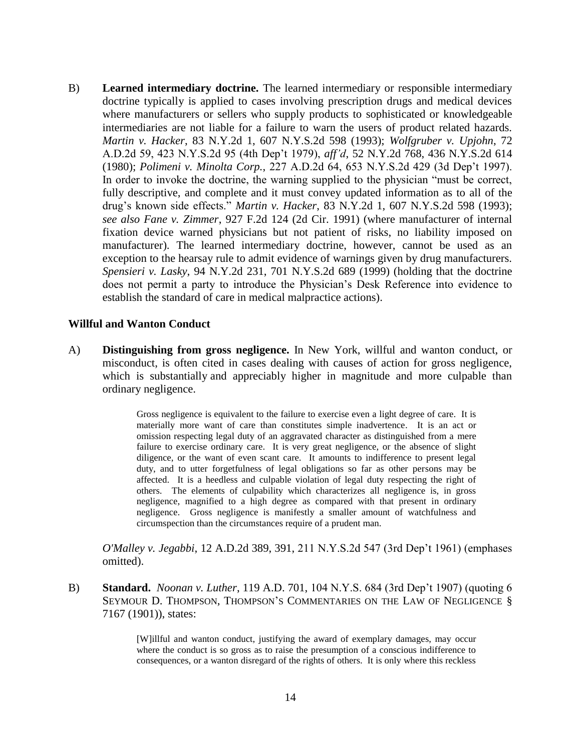B) **Learned intermediary doctrine.** The learned intermediary or responsible intermediary doctrine typically is applied to cases involving prescription drugs and medical devices where manufacturers or sellers who supply products to sophisticated or knowledgeable intermediaries are not liable for a failure to warn the users of product related hazards. *Martin v. Hacker*, 83 N.Y.2d 1, 607 N.Y.S.2d 598 (1993); *Wolfgruber v. Upjohn*, 72 A.D.2d 59, 423 N.Y.S.2d 95 (4th Dep't 1979), *aff'd*, 52 N.Y.2d 768, 436 N.Y.S.2d 614 (1980); *Polimeni v. Minolta Corp.*, 227 A.D.2d 64, 653 N.Y.S.2d 429 (3d Dep't 1997). In order to invoke the doctrine, the warning supplied to the physician "must be correct, fully descriptive, and complete and it must convey updated information as to all of the drug's known side effects." *Martin v. Hacker*, 83 N.Y.2d 1, 607 N.Y.S.2d 598 (1993); *see also Fane v. Zimmer*, 927 F.2d 124 (2d Cir. 1991) (where manufacturer of internal fixation device warned physicians but not patient of risks, no liability imposed on manufacturer). The learned intermediary doctrine, however, cannot be used as an exception to the hearsay rule to admit evidence of warnings given by drug manufacturers. *Spensieri v. Lasky*, 94 N.Y.2d 231, 701 N.Y.S.2d 689 (1999) (holding that the doctrine does not permit a party to introduce the Physician's Desk Reference into evidence to establish the standard of care in medical malpractice actions).

**Willful and Wanton Conduct**

A) **Distinguishing from gross negligence.** In New York, willful and wanton conduct, or misconduct, is often cited in cases dealing with causes of action for gross negligence, which is substantially and appreciably higher in magnitude and more culpable than ordinary negligence.

> Gross negligence is equivalent to the failure to exercise even a light degree of care. It is materially more want of care than constitutes simple inadvertence. It is an act or omission respecting legal duty of an aggravated character as distinguished from a mere failure to exercise ordinary care. It is very great negligence, or the absence of slight diligence, or the want of even scant care. It amounts to indifference to present legal duty, and to utter forgetfulness of legal obligations so far as other persons may be affected. It is a heedless and culpable violation of legal duty respecting the right of others. The elements of culpability which characterizes all negligence is, in gross negligence, magnified to a high degree as compared with that present in ordinary negligence. Gross negligence is manifestly a smaller amount of watchfulness and circumspection than the circumstances require of a prudent man.

*O'Malley v. Jegabbi*, 12 A.D.2d 389, 391, 211 N.Y.S.2d 547 (3rd Dep't 1961) (emphases omitted).

B) **Standard.** *Noonan v. Luther*, 119 A.D. 701, 104 N.Y.S. 684 (3rd Dep't 1907) (quoting 6 Seymour D. Thompson, Thompson's Commentaries on the Law of Negligence § 7167 (1901)), states:

> [W]illful and wanton conduct, justifying the award of exemplary damages, may occur where the conduct is so gross as to raise the presumption of a conscious indifference to consequences, or a wanton disregard of the rights of others. It is only where this reckless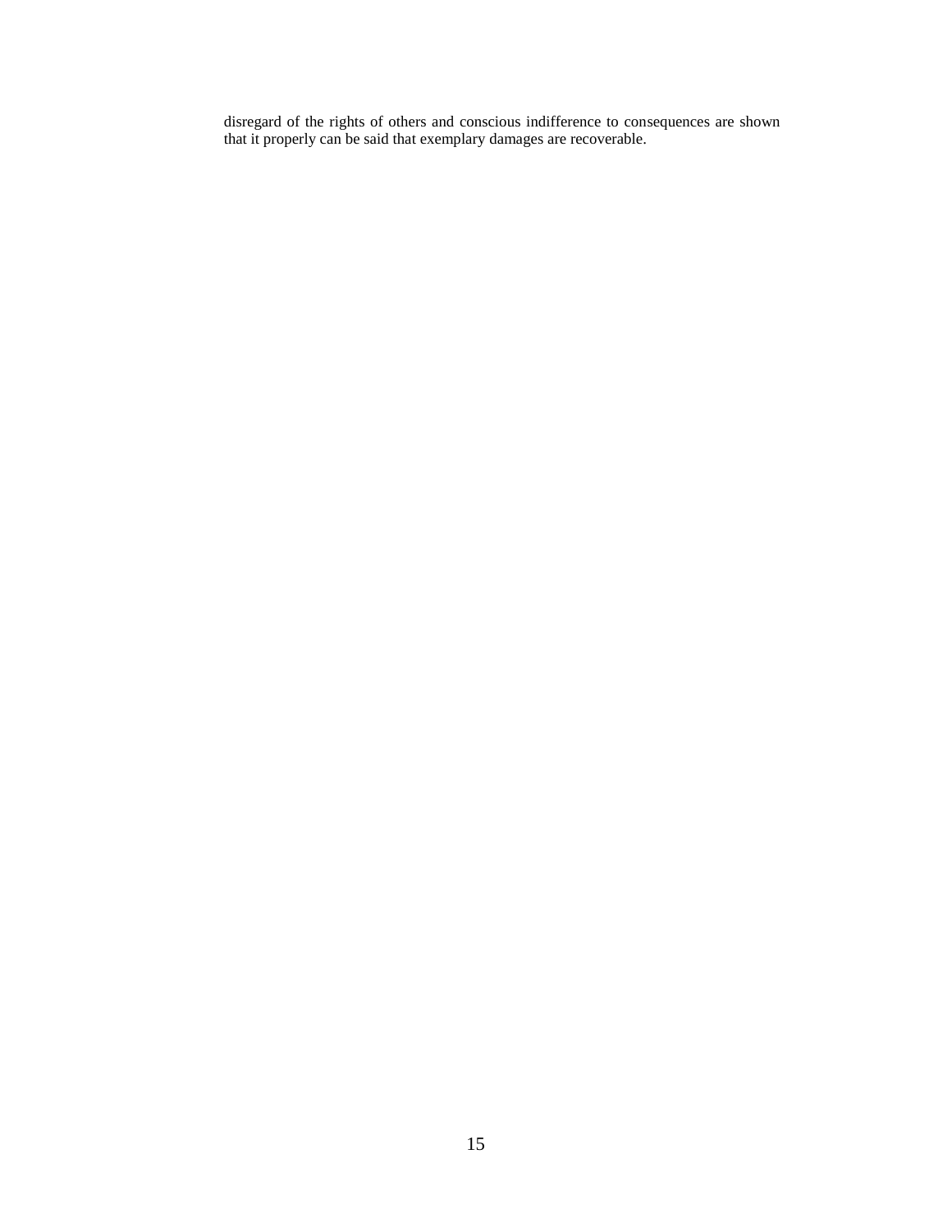disregard of the rights of others and conscious indifference to consequences are shown that it properly can be said that exemplary damages are recoverable.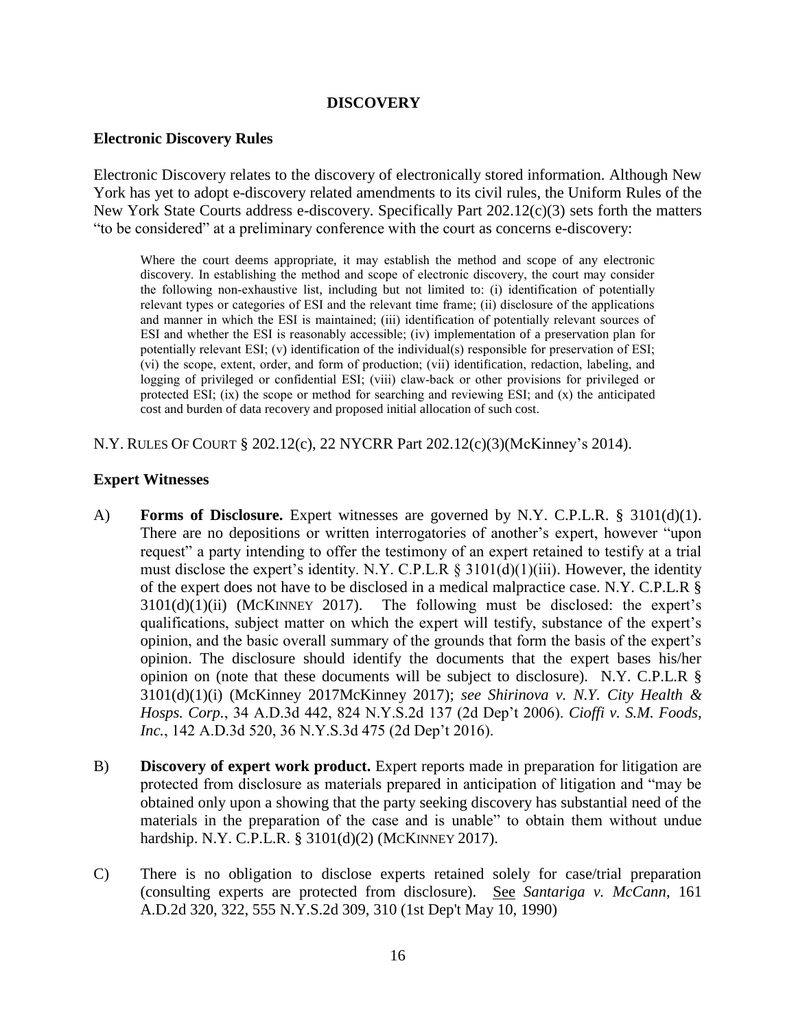## DISCOVERY

### Electronic Discovery Rules

Electronic Discovery relates to the discovery of electronically stored information. Although New York has yet to adopt e-discovery related amendments to its civil rules, the Uniform Rules of the New York State Courts address e-discovery. Specifically Part 202.12(c)(3) sets forth the matters "to be considered" at a preliminary conference with the court as concerns e-discovery:

> Where the court deems appropriate, it may establish the method and scope of any electronic discovery. In establishing the method and scope of electronic discovery, the court may consider the following non-exhaustive list, including but not limited to: (i) identification of potentially relevant types or categories of ESI and the relevant time frame; (ii) disclosure of the applications and manner in which the ESI is maintained; (iii) identification of potentially relevant sources of ESI and whether the ESI is reasonably accessible; (iv) implementation of a preservation plan for potentially relevant ESI; (v) identification of the individual(s) responsible for preservation of ESI; (vi) the scope, extent, order, and form of production; (vii) identification, redaction, labeling, and logging of privileged or confidential ESI; (viii) claw-back or other provisions for privileged or protected ESI; (ix) the scope or method for searching and reviewing ESI; and (x) the anticipated cost and burden of data recovery and proposed initial allocation of such cost.

N.Y. RULES OF COURT § 202.12(c), 22 NYCRR Part 202.12(c)(3)(McKinney's 2014).

### Expert Witnesses

A) **Forms of Disclosure.** Expert witnesses are governed by N.Y. C.P.L.R. § 3101(d)(1). There are no depositions or written interrogatories of another's expert, however "upon request" a party intending to offer the testimony of an expert retained to testify at a trial must disclose the expert's identity. N.Y. C.P.L.R § 3101(d)(1)(iii). However, the identity of the expert does not have to be disclosed in a medical malpractice case. N.Y. C.P.L.R § 3101(d)(1)(ii) (MCKINNEY 2017). The following must be disclosed: the expert's qualifications, subject matter on which the expert will testify, substance of the expert's opinion, and the basic overall summary of the grounds that form the basis of the expert's opinion. The disclosure should identify the documents that the expert bases his/her opinion on (note that these documents will be subject to disclosure). N.Y. C.P.L.R § 3101(d)(1)(i) (McKinney 2017McKinney 2017); *see Shirinova v. N.Y. City Health & Hosps. Corp.*, 34 A.D.3d 442, 824 N.Y.S.2d 137 (2d Dep't 2006). *Cioffi v. S.M. Foods, Inc.*, 142 A.D.3d 520, 36 N.Y.S.3d 475 (2d Dep't 2016).

B) **Discovery of expert work product.** Expert reports made in preparation for litigation are protected from disclosure as materials prepared in anticipation of litigation and "may be obtained only upon a showing that the party seeking discovery has substantial need of the materials in the preparation of the case and is unable" to obtain them without undue hardship. N.Y. C.P.L.R. § 3101(d)(2) (MCKINNEY 2017).

C) There is no obligation to disclose experts retained solely for case/trial preparation (consulting experts are protected from disclosure). See *Santariga v. McCann*, 161 A.D.2d 320, 322, 555 N.Y.S.2d 309, 310 (1st Dep't May 10, 1990)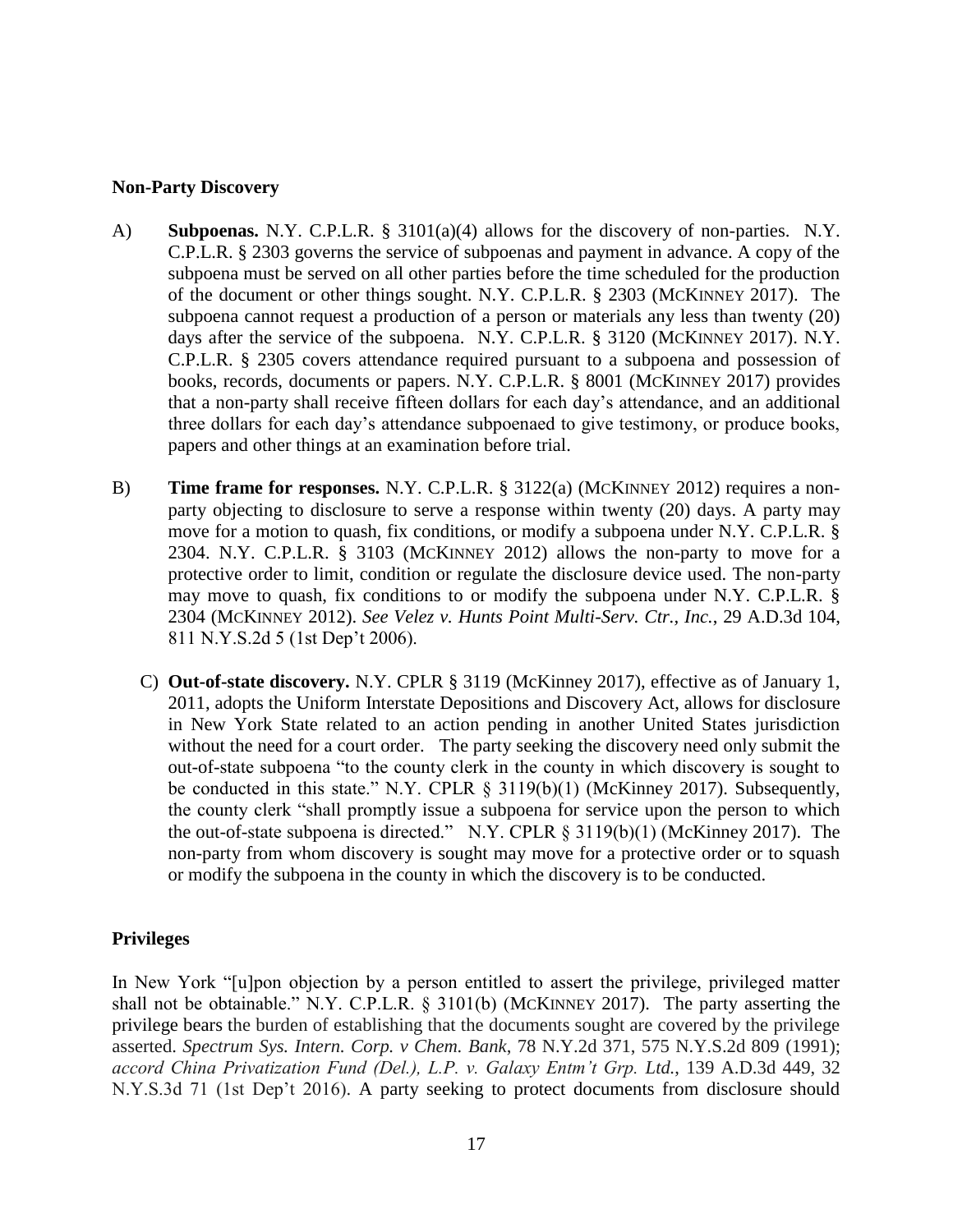**Non-Party Discovery**

A) **Subpoenas.** N.Y. C.P.L.R. § 3101(a)(4) allows for the discovery of non-parties. N.Y. C.P.L.R. § 2303 governs the service of subpoenas and payment in advance. A copy of the subpoena must be served on all other parties before the time scheduled for the production of the document or other things sought. N.Y. C.P.L.R. § 2303 (MCKINNEY 2017). The subpoena cannot request a production of a person or materials any less than twenty (20) days after the service of the subpoena. N.Y. C.P.L.R. § 3120 (MCKINNEY 2017). N.Y. C.P.L.R. § 2305 covers attendance required pursuant to a subpoena and possession of books, records, documents or papers. N.Y. C.P.L.R. § 8001 (MCKINNEY 2017) provides that a non-party shall receive fifteen dollars for each day's attendance, and an additional three dollars for each day's attendance subpoenaed to give testimony, or produce books, papers and other things at an examination before trial.

B) **Time frame for responses.** N.Y. C.P.L.R. § 3122(a) (MCKINNEY 2012) requires a non-party objecting to disclosure to serve a response within twenty (20) days. A party may move for a motion to quash, fix conditions, or modify a subpoena under N.Y. C.P.L.R. § 2304. N.Y. C.P.L.R. § 3103 (MCKINNEY 2012) allows the non-party to move for a protective order to limit, condition or regulate the disclosure device used. The non-party may move to quash, fix conditions to or modify the subpoena under N.Y. C.P.L.R. § 2304 (MCKINNEY 2012). *See Velez v. Hunts Point Multi-Serv. Ctr., Inc.*, 29 A.D.3d 104, 811 N.Y.S.2d 5 (1st Dep't 2006).

C) **Out-of-state discovery.** N.Y. CPLR § 3119 (McKinney 2017), effective as of January 1, 2011, adopts the Uniform Interstate Depositions and Discovery Act, allows for disclosure in New York State related to an action pending in another United States jurisdiction without the need for a court order. The party seeking the discovery need only submit the out-of-state subpoena "to the county clerk in the county in which discovery is sought to be conducted in this state." N.Y. CPLR § 3119(b)(1) (McKinney 2017). Subsequently, the county clerk "shall promptly issue a subpoena for service upon the person to which the out-of-state subpoena is directed." N.Y. CPLR § 3119(b)(1) (McKinney 2017). The non-party from whom discovery is sought may move for a protective order or to squash or modify the subpoena in the county in which the discovery is to be conducted.

**Privileges**

In New York "[u]pon objection by a person entitled to assert the privilege, privileged matter shall not be obtainable." N.Y. C.P.L.R. § 3101(b) (MCKINNEY 2017). The party asserting the privilege bears the burden of establishing that the documents sought are covered by the privilege asserted. *Spectrum Sys. Intern. Corp. v Chem. Bank*, 78 N.Y.2d 371, 575 N.Y.S.2d 809 (1991); *accord China Privatization Fund (Del.), L.P. v. Galaxy Entm't Grp. Ltd.*, 139 A.D.3d 449, 32 N.Y.S.3d 71 (1st Dep't 2016). A party seeking to protect documents from disclosure should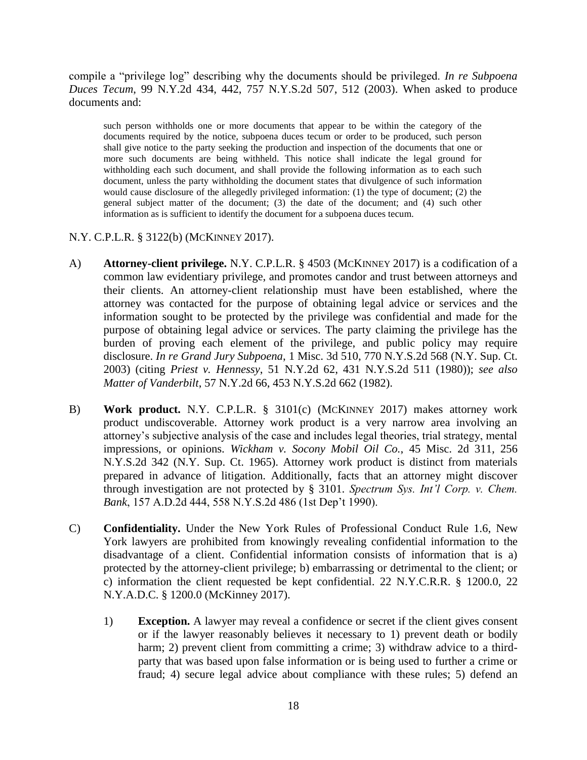compile a "privilege log" describing why the documents should be privileged. *In re Subpoena Duces Tecum*, 99 N.Y.2d 434, 442, 757 N.Y.S.2d 507, 512 (2003). When asked to produce documents and:

> such person withholds one or more documents that appear to be within the category of the documents required by the notice, subpoena duces tecum or order to be produced, such person shall give notice to the party seeking the production and inspection of the documents that one or more such documents are being withheld. This notice shall indicate the legal ground for withholding each such document, and shall provide the following information as to each such document, unless the party withholding the document states that divulgence of such information would cause disclosure of the allegedly privileged information: (1) the type of document; (2) the general subject matter of the document; (3) the date of the document; and (4) such other information as is sufficient to identify the document for a subpoena duces tecum.

N.Y. C.P.L.R. § 3122(b) (McKINNEY 2017).

A) **Attorney-client privilege.** N.Y. C.P.L.R. § 4503 (McKINNEY 2017) is a codification of a common law evidentiary privilege, and promotes candor and trust between attorneys and their clients. An attorney-client relationship must have been established, where the attorney was contacted for the purpose of obtaining legal advice or services and the information sought to be protected by the privilege was confidential and made for the purpose of obtaining legal advice or services. The party claiming the privilege has the burden of proving each element of the privilege, and public policy may require disclosure. *In re Grand Jury Subpoena*, 1 Misc. 3d 510, 770 N.Y.S.2d 568 (N.Y. Sup. Ct. 2003) (citing *Priest v. Hennessy*, 51 N.Y.2d 62, 431 N.Y.S.2d 511 (1980)); *see also Matter of Vanderbilt*, 57 N.Y.2d 66, 453 N.Y.S.2d 662 (1982).

B) **Work product.** N.Y. C.P.L.R. § 3101(c) (McKINNEY 2017) makes attorney work product undiscoverable. Attorney work product is a very narrow area involving an attorney's subjective analysis of the case and includes legal theories, trial strategy, mental impressions, or opinions. *Wickham v. Socony Mobil Oil Co.*, 45 Misc. 2d 311, 256 N.Y.S.2d 342 (N.Y. Sup. Ct. 1965). Attorney work product is distinct from materials prepared in advance of litigation. Additionally, facts that an attorney might discover through investigation are not protected by § 3101. *Spectrum Sys. Int'l Corp. v. Chem. Bank*, 157 A.D.2d 444, 558 N.Y.S.2d 486 (1st Dep't 1990).

C) **Confidentiality.** Under the New York Rules of Professional Conduct Rule 1.6, New York lawyers are prohibited from knowingly revealing confidential information to the disadvantage of a client. Confidential information consists of information that is a) protected by the attorney-client privilege; b) embarrassing or detrimental to the client; or c) information the client requested be kept confidential. 22 N.Y.C.R.R. § 1200.0, 22 N.Y.A.D.C. § 1200.0 (McKinney 2017).

   1) **Exception.** A lawyer may reveal a confidence or secret if the client gives consent or if the lawyer reasonably believes it necessary to 1) prevent death or bodily harm; 2) prevent client from committing a crime; 3) withdraw advice to a third-party that was based upon false information or is being used to further a crime or fraud; 4) secure legal advice about compliance with these rules; 5) defend an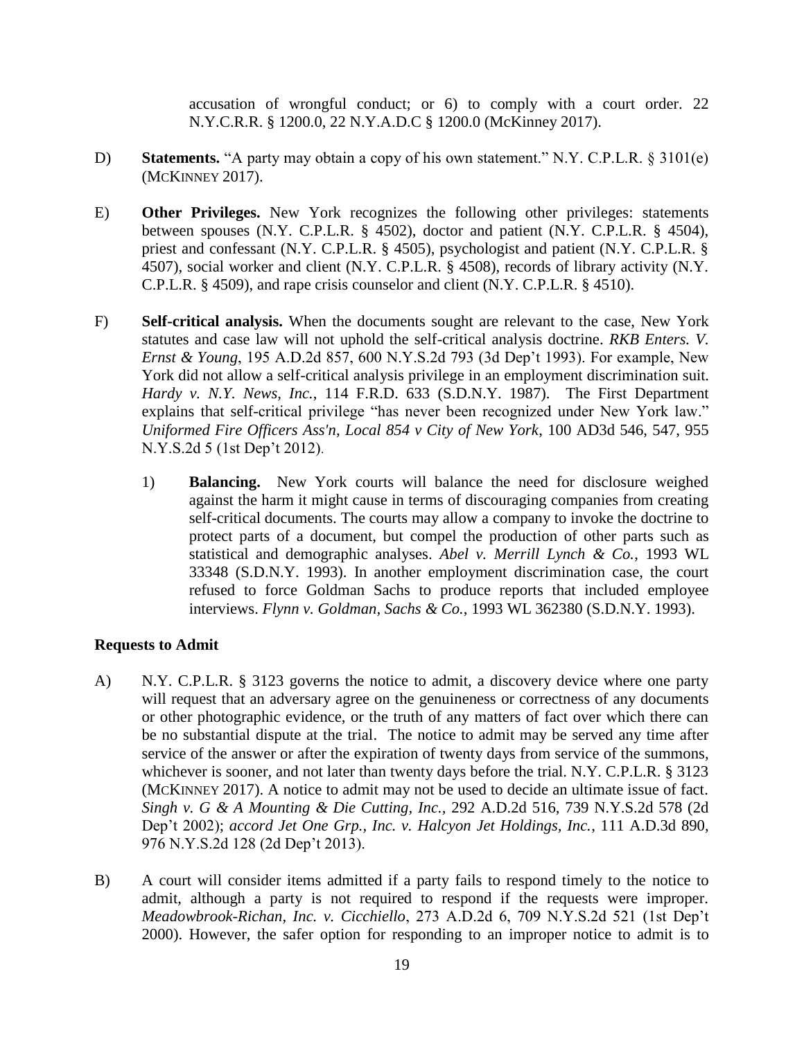accusation of wrongful conduct; or 6) to comply with a court order. 22 N.Y.C.R.R. § 1200.0, 22 N.Y.A.D.C § 1200.0 (McKinney 2017).

D) **Statements.** "A party may obtain a copy of his own statement." N.Y. C.P.L.R. § 3101(e) (McKinney 2017).

E) **Other Privileges.** New York recognizes the following other privileges: statements between spouses (N.Y. C.P.L.R. § 4502), doctor and patient (N.Y. C.P.L.R. § 4504), priest and confessant (N.Y. C.P.L.R. § 4505), psychologist and patient (N.Y. C.P.L.R. § 4507), social worker and client (N.Y. C.P.L.R. § 4508), records of library activity (N.Y. C.P.L.R. § 4509), and rape crisis counselor and client (N.Y. C.P.L.R. § 4510).

F) **Self-critical analysis.** When the documents sought are relevant to the case, New York statutes and case law will not uphold the self-critical analysis doctrine. *RKB Enters. V. Ernst & Young*, 195 A.D.2d 857, 600 N.Y.S.2d 793 (3d Dep't 1993). For example, New York did not allow a self-critical analysis privilege in an employment discrimination suit. *Hardy v. N.Y. News, Inc.*, 114 F.R.D. 633 (S.D.N.Y. 1987). The First Department explains that self-critical privilege "has never been recognized under New York law." *Uniformed Fire Officers Ass'n, Local 854 v City of New York*, 100 AD3d 546, 547, 955 N.Y.S.2d 5 (1st Dep't 2012).

   1) **Balancing.** New York courts will balance the need for disclosure weighed against the harm it might cause in terms of discouraging companies from creating self-critical documents. The courts may allow a company to invoke the doctrine to protect parts of a document, but compel the production of other parts such as statistical and demographic analyses. *Abel v. Merrill Lynch & Co.*, 1993 WL 33348 (S.D.N.Y. 1993). In another employment discrimination case, the court refused to force Goldman Sachs to produce reports that included employee interviews. *Flynn v. Goldman, Sachs & Co.*, 1993 WL 362380 (S.D.N.Y. 1993).

**Requests to Admit**

A) N.Y. C.P.L.R. § 3123 governs the notice to admit, a discovery device where one party will request that an adversary agree on the genuineness or correctness of any documents or other photographic evidence, or the truth of any matters of fact over which there can be no substantial dispute at the trial. The notice to admit may be served any time after service of the answer or after the expiration of twenty days from service of the summons, whichever is sooner, and not later than twenty days before the trial. N.Y. C.P.L.R. § 3123 (McKinney 2017). A notice to admit may not be used to decide an ultimate issue of fact. *Singh v. G & A Mounting & Die Cutting, Inc.*, 292 A.D.2d 516, 739 N.Y.S.2d 578 (2d Dep't 2002); *accord Jet One Grp., Inc. v. Halcyon Jet Holdings, Inc.*, 111 A.D.3d 890, 976 N.Y.S.2d 128 (2d Dep't 2013).

B) A court will consider items admitted if a party fails to respond timely to the notice to admit, although a party is not required to respond if the requests were improper. *Meadowbrook-Richan, Inc. v. Cicchiello*, 273 A.D.2d 6, 709 N.Y.S.2d 521 (1st Dep't 2000). However, the safer option for responding to an improper notice to admit is to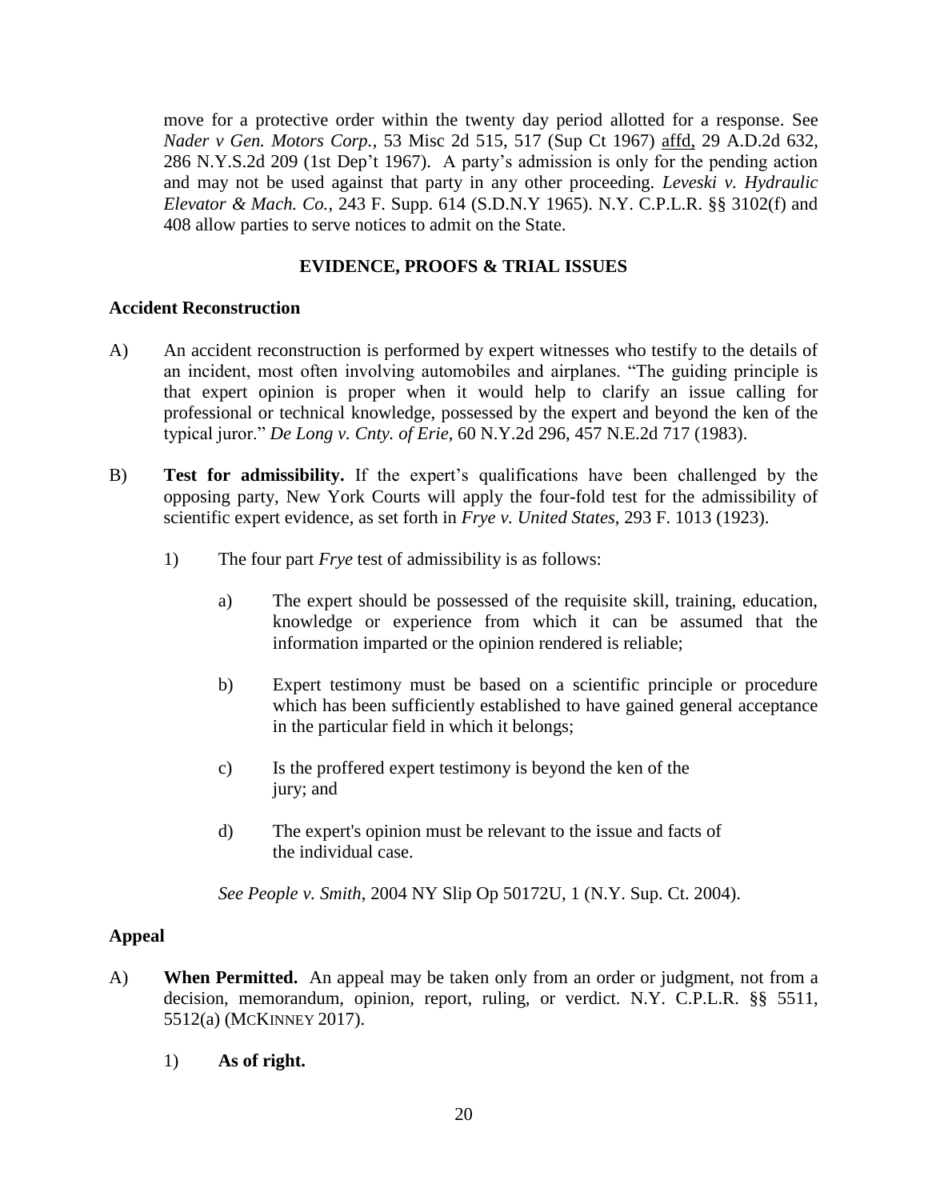move for a protective order within the twenty day period allotted for a response. See *Nader v Gen. Motors Corp.*, 53 Misc 2d 515, 517 (Sup Ct 1967) affd, 29 A.D.2d 632, 286 N.Y.S.2d 209 (1st Dep't 1967). A party's admission is only for the pending action and may not be used against that party in any other proceeding. *Leveski v. Hydraulic Elevator & Mach. Co.*, 243 F. Supp. 614 (S.D.N.Y 1965). N.Y. C.P.L.R. §§ 3102(f) and 408 allow parties to serve notices to admit on the State.

## EVIDENCE, PROOFS & TRIAL ISSUES

### Accident Reconstruction

A) An accident reconstruction is performed by expert witnesses who testify to the details of an incident, most often involving automobiles and airplanes. "The guiding principle is that expert opinion is proper when it would help to clarify an issue calling for professional or technical knowledge, possessed by the expert and beyond the ken of the typical juror." *De Long v. Cnty. of Erie*, 60 N.Y.2d 296, 457 N.E.2d 717 (1983).

B) **Test for admissibility.** If the expert's qualifications have been challenged by the opposing party, New York Courts will apply the four-fold test for the admissibility of scientific expert evidence, as set forth in *Frye v. United States*, 293 F. 1013 (1923).

1) The four part *Frye* test of admissibility is as follows:

a) The expert should be possessed of the requisite skill, training, education, knowledge or experience from which it can be assumed that the information imparted or the opinion rendered is reliable;

b) Expert testimony must be based on a scientific principle or procedure which has been sufficiently established to have gained general acceptance in the particular field in which it belongs;

c) Is the proffered expert testimony is beyond the ken of the jury; and

d) The expert's opinion must be relevant to the issue and facts of the individual case.

*See People v. Smith*, 2004 NY Slip Op 50172U, 1 (N.Y. Sup. Ct. 2004).

### Appeal

A) **When Permitted.** An appeal may be taken only from an order or judgment, not from a decision, memorandum, opinion, report, ruling, or verdict. N.Y. C.P.L.R. §§ 5511, 5512(a) (MCKINNEY 2017).

1) **As of right.**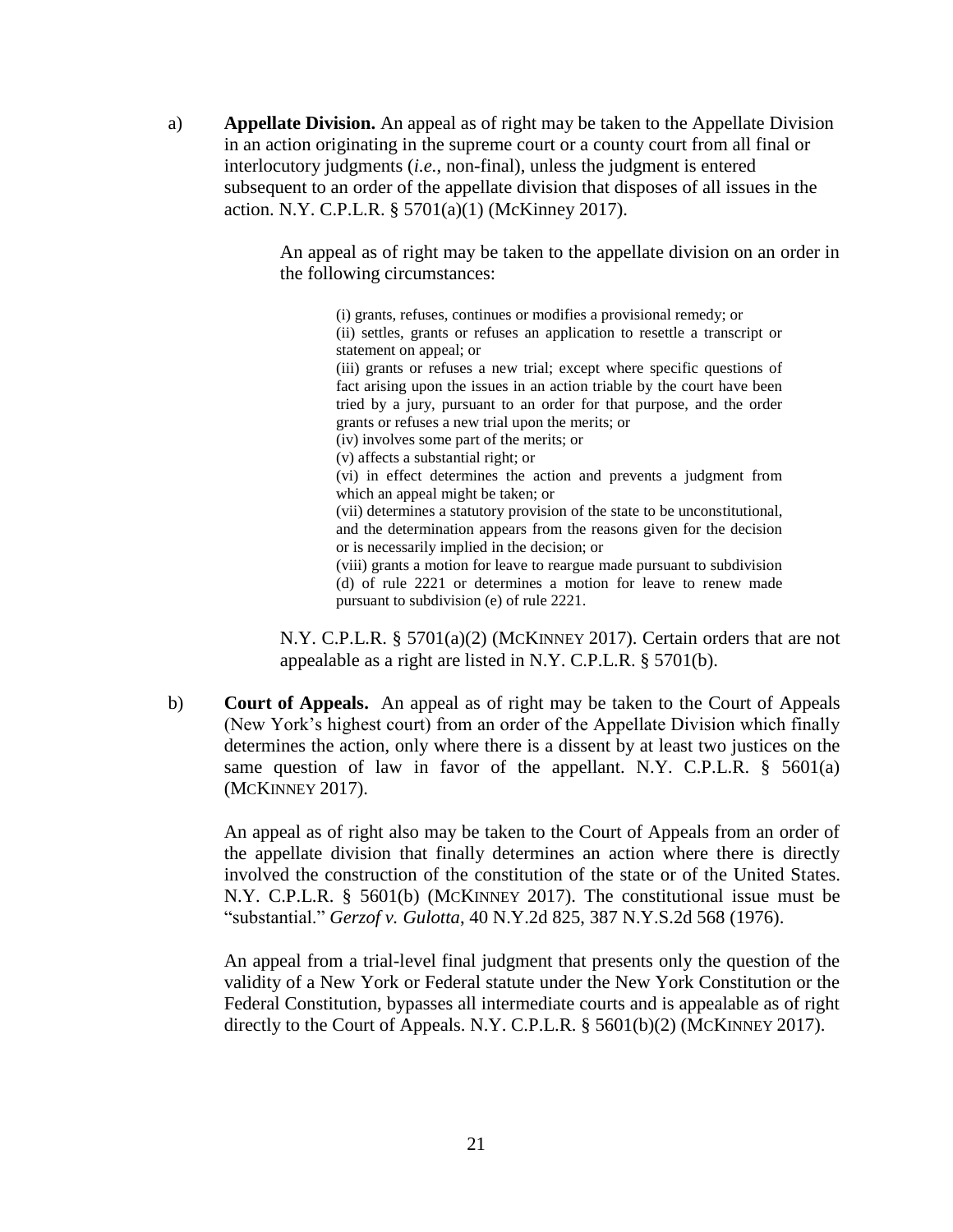a) **Appellate Division.** An appeal as of right may be taken to the Appellate Division in an action originating in the supreme court or a county court from all final or interlocutory judgments (*i.e.*, non-final), unless the judgment is entered subsequent to an order of the appellate division that disposes of all issues in the action. N.Y. C.P.L.R. § 5701(a)(1) (McKinney 2017).

> An appeal as of right may be taken to the appellate division on an order in the following circumstances:
>
> > (i) grants, refuses, continues or modifies a provisional remedy; or
> > (ii) settles, grants or refuses an application to resettle a transcript or statement on appeal; or
> > (iii) grants or refuses a new trial; except where specific questions of fact arising upon the issues in an action triable by the court have been tried by a jury, pursuant to an order for that purpose, and the order grants or refuses a new trial upon the merits; or
> > (iv) involves some part of the merits; or
> > (v) affects a substantial right; or
> > (vi) in effect determines the action and prevents a judgment from which an appeal might be taken; or
> > (vii) determines a statutory provision of the state to be unconstitutional, and the determination appears from the reasons given for the decision or is necessarily implied in the decision; or
> > (viii) grants a motion for leave to reargue made pursuant to subdivision (d) of rule 2221 or determines a motion for leave to renew made pursuant to subdivision (e) of rule 2221.
>
> N.Y. C.P.L.R. § 5701(a)(2) (McKinney 2017). Certain orders that are not appealable as a right are listed in N.Y. C.P.L.R. § 5701(b).

b) **Court of Appeals.** An appeal as of right may be taken to the Court of Appeals (New York's highest court) from an order of the Appellate Division which finally determines the action, only where there is a dissent by at least two justices on the same question of law in favor of the appellant. N.Y. C.P.L.R. § 5601(a) (McKinney 2017).

> An appeal as of right also may be taken to the Court of Appeals from an order of the appellate division that finally determines an action where there is directly involved the construction of the constitution of the state or of the United States. N.Y. C.P.L.R. § 5601(b) (McKinney 2017). The constitutional issue must be "substantial." *Gerzof v. Gulotta*, 40 N.Y.2d 825, 387 N.Y.S.2d 568 (1976).
>
> An appeal from a trial-level final judgment that presents only the question of the validity of a New York or Federal statute under the New York Constitution or the Federal Constitution, bypasses all intermediate courts and is appealable as of right directly to the Court of Appeals. N.Y. C.P.L.R. § 5601(b)(2) (McKinney 2017).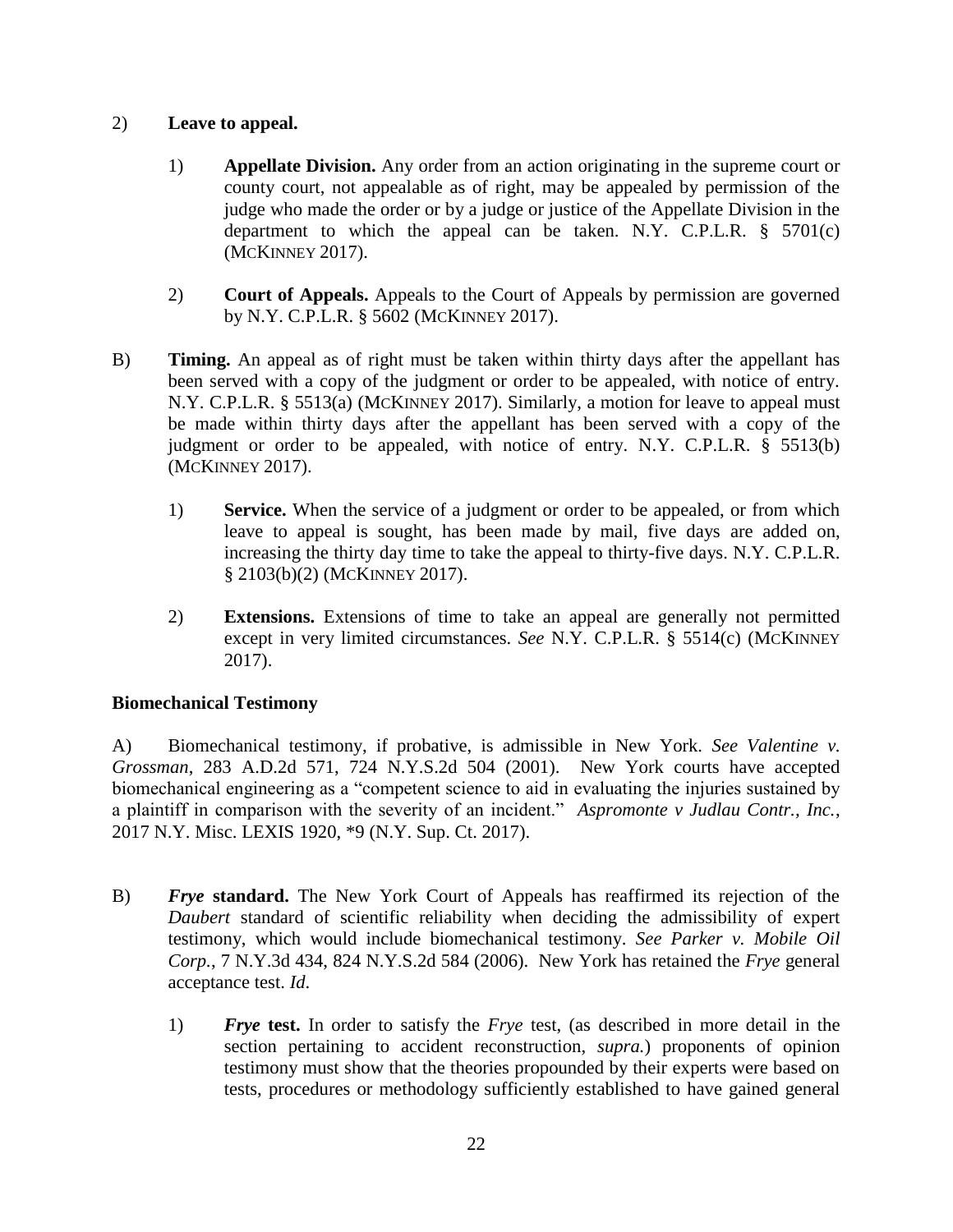2) **Leave to appeal.**

   1) **Appellate Division.** Any order from an action originating in the supreme court or county court, not appealable as of right, may be appealed by permission of the judge who made the order or by a judge or justice of the Appellate Division in the department to which the appeal can be taken. N.Y. C.P.L.R. § 5701(c) (MCKINNEY 2017).

   2) **Court of Appeals.** Appeals to the Court of Appeals by permission are governed by N.Y. C.P.L.R. § 5602 (MCKINNEY 2017).

B) **Timing.** An appeal as of right must be taken within thirty days after the appellant has been served with a copy of the judgment or order to be appealed, with notice of entry. N.Y. C.P.L.R. § 5513(a) (MCKINNEY 2017). Similarly, a motion for leave to appeal must be made within thirty days after the appellant has been served with a copy of the judgment or order to be appealed, with notice of entry. N.Y. C.P.L.R. § 5513(b) (MCKINNEY 2017).

   1) **Service.** When the service of a judgment or order to be appealed, or from which leave to appeal is sought, has been made by mail, five days are added on, increasing the thirty day time to take the appeal to thirty-five days. N.Y. C.P.L.R. § 2103(b)(2) (MCKINNEY 2017).

   2) **Extensions.** Extensions of time to take an appeal are generally not permitted except in very limited circumstances. *See* N.Y. C.P.L.R. § 5514(c) (MCKINNEY 2017).

**Biomechanical Testimony**

A) Biomechanical testimony, if probative, is admissible in New York. *See Valentine v. Grossman*, 283 A.D.2d 571, 724 N.Y.S.2d 504 (2001). New York courts have accepted biomechanical engineering as a "competent science to aid in evaluating the injuries sustained by a plaintiff in comparison with the severity of an incident." *Aspromonte v Judlau Contr., Inc.*, 2017 N.Y. Misc. LEXIS 1920, *9 (N.Y. Sup. Ct. 2017).

B) ***Frye* standard.** The New York Court of Appeals has reaffirmed its rejection of the *Daubert* standard of scientific reliability when deciding the admissibility of expert testimony, which would include biomechanical testimony. *See Parker v. Mobile Oil Corp.*, 7 N.Y.3d 434, 824 N.Y.S.2d 584 (2006). New York has retained the *Frye* general acceptance test. *Id*.

   1) ***Frye* test.** In order to satisfy the *Frye* test, (as described in more detail in the section pertaining to accident reconstruction, *supra.*) proponents of opinion testimony must show that the theories propounded by their experts were based on tests, procedures or methodology sufficiently established to have gained general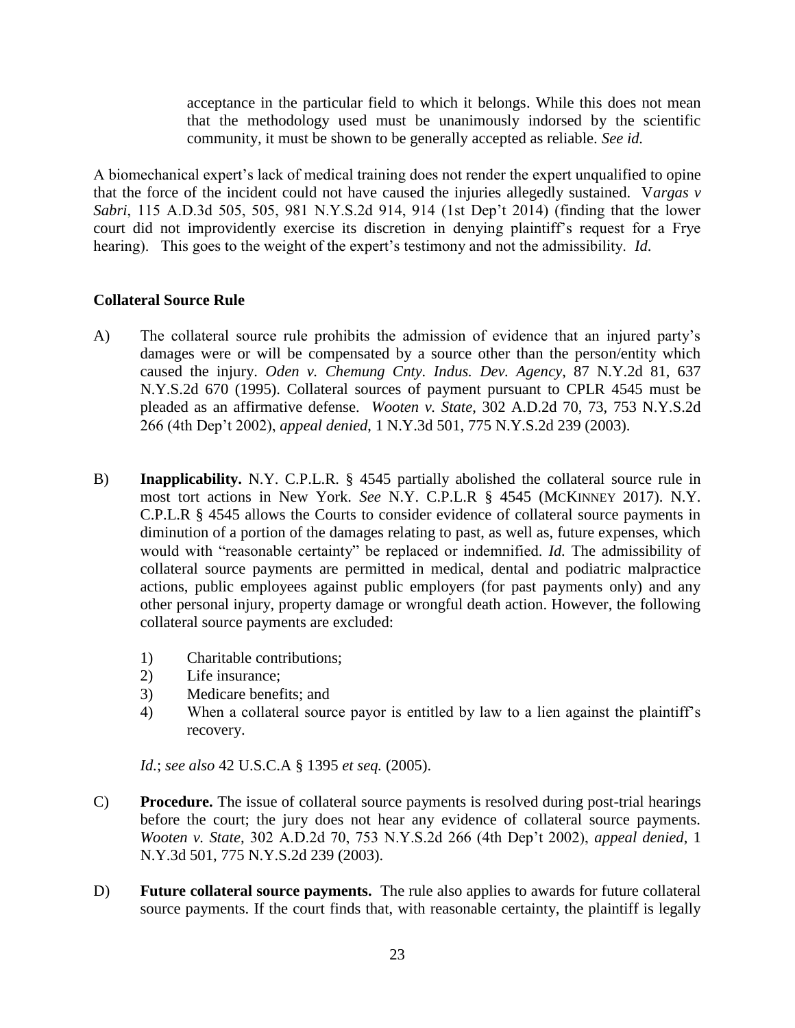> acceptance in the particular field to which it belongs. While this does not mean that the methodology used must be unanimously indorsed by the scientific community, it must be shown to be generally accepted as reliable. *See id.*

A biomechanical expert's lack of medical training does not render the expert unqualified to opine that the force of the incident could not have caused the injuries allegedly sustained. V*argas v Sabri*, 115 A.D.3d 505, 505, 981 N.Y.S.2d 914, 914 (1st Dep't 2014) (finding that the lower court did not improvidently exercise its discretion in denying plaintiff's request for a Frye hearing). This goes to the weight of the expert's testimony and not the admissibility. *Id*.

**Collateral Source Rule**

A) The collateral source rule prohibits the admission of evidence that an injured party's damages were or will be compensated by a source other than the person/entity which caused the injury. *Oden v. Chemung Cnty. Indus. Dev. Agency*, 87 N.Y.2d 81, 637 N.Y.S.2d 670 (1995). Collateral sources of payment pursuant to CPLR 4545 must be pleaded as an affirmative defense. *Wooten v. State*, 302 A.D.2d 70, 73, 753 N.Y.S.2d 266 (4th Dep't 2002), *appeal denied*, 1 N.Y.3d 501, 775 N.Y.S.2d 239 (2003).

B) **Inapplicability.** N.Y. C.P.L.R. § 4545 partially abolished the collateral source rule in most tort actions in New York. *See* N.Y. C.P.L.R § 4545 (MCKINNEY 2017). N.Y. C.P.L.R § 4545 allows the Courts to consider evidence of collateral source payments in diminution of a portion of the damages relating to past, as well as, future expenses, which would with "reasonable certainty" be replaced or indemnified. *Id.* The admissibility of collateral source payments are permitted in medical, dental and podiatric malpractice actions, public employees against public employers (for past payments only) and any other personal injury, property damage or wrongful death action. However, the following collateral source payments are excluded:

   1) Charitable contributions;
   2) Life insurance;
   3) Medicare benefits; and
   4) When a collateral source payor is entitled by law to a lien against the plaintiff's recovery.

   *Id.*; *see also* 42 U.S.C.A § 1395 *et seq.* (2005).

C) **Procedure.** The issue of collateral source payments is resolved during post-trial hearings before the court; the jury does not hear any evidence of collateral source payments. *Wooten v. State*, 302 A.D.2d 70, 753 N.Y.S.2d 266 (4th Dep't 2002), *appeal denied*, 1 N.Y.3d 501, 775 N.Y.S.2d 239 (2003).

D) **Future collateral source payments.** The rule also applies to awards for future collateral source payments. If the court finds that, with reasonable certainty, the plaintiff is legally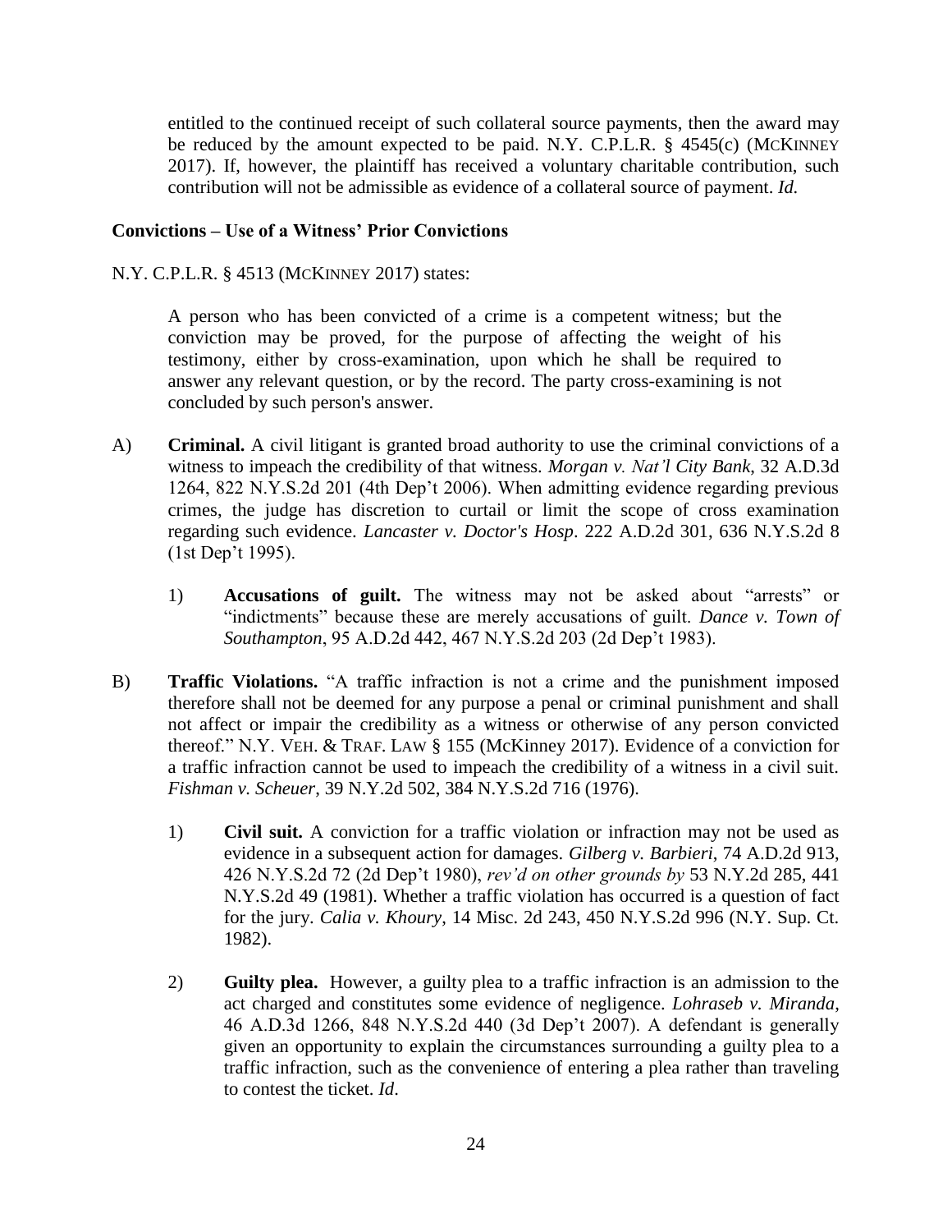entitled to the continued receipt of such collateral source payments, then the award may be reduced by the amount expected to be paid. N.Y. C.P.L.R. § 4545(c) (McKinney 2017). If, however, the plaintiff has received a voluntary charitable contribution, such contribution will not be admissible as evidence of a collateral source of payment. *Id.*

**Convictions – Use of a Witness' Prior Convictions**

N.Y. C.P.L.R. § 4513 (McKinney 2017) states:

> A person who has been convicted of a crime is a competent witness; but the conviction may be proved, for the purpose of affecting the weight of his testimony, either by cross-examination, upon which he shall be required to answer any relevant question, or by the record. The party cross-examining is not concluded by such person's answer.

A) **Criminal.** A civil litigant is granted broad authority to use the criminal convictions of a witness to impeach the credibility of that witness. *Morgan v. Nat'l City Bank*, 32 A.D.3d 1264, 822 N.Y.S.2d 201 (4th Dep't 2006). When admitting evidence regarding previous crimes, the judge has discretion to curtail or limit the scope of cross examination regarding such evidence. *Lancaster v. Doctor's Hosp*. 222 A.D.2d 301, 636 N.Y.S.2d 8 (1st Dep't 1995).

   1) **Accusations of guilt.** The witness may not be asked about "arrests" or "indictments" because these are merely accusations of guilt. *Dance v. Town of Southampton*, 95 A.D.2d 442, 467 N.Y.S.2d 203 (2d Dep't 1983).

B) **Traffic Violations.** "A traffic infraction is not a crime and the punishment imposed therefore shall not be deemed for any purpose a penal or criminal punishment and shall not affect or impair the credibility as a witness or otherwise of any person convicted thereof." N.Y. Veh. & Traf. Law § 155 (McKinney 2017). Evidence of a conviction for a traffic infraction cannot be used to impeach the credibility of a witness in a civil suit. *Fishman v. Scheuer*, 39 N.Y.2d 502, 384 N.Y.S.2d 716 (1976).

   1) **Civil suit.** A conviction for a traffic violation or infraction may not be used as evidence in a subsequent action for damages. *Gilberg v. Barbieri*, 74 A.D.2d 913, 426 N.Y.S.2d 72 (2d Dep't 1980), *rev'd on other grounds by* 53 N.Y.2d 285, 441 N.Y.S.2d 49 (1981). Whether a traffic violation has occurred is a question of fact for the jury. *Calia v. Khoury*, 14 Misc. 2d 243, 450 N.Y.S.2d 996 (N.Y. Sup. Ct. 1982).

   2) **Guilty plea.** However, a guilty plea to a traffic infraction is an admission to the act charged and constitutes some evidence of negligence. *Lohraseb v. Miranda*, 46 A.D.3d 1266, 848 N.Y.S.2d 440 (3d Dep't 2007). A defendant is generally given an opportunity to explain the circumstances surrounding a guilty plea to a traffic infraction, such as the convenience of entering a plea rather than traveling to contest the ticket. *Id*.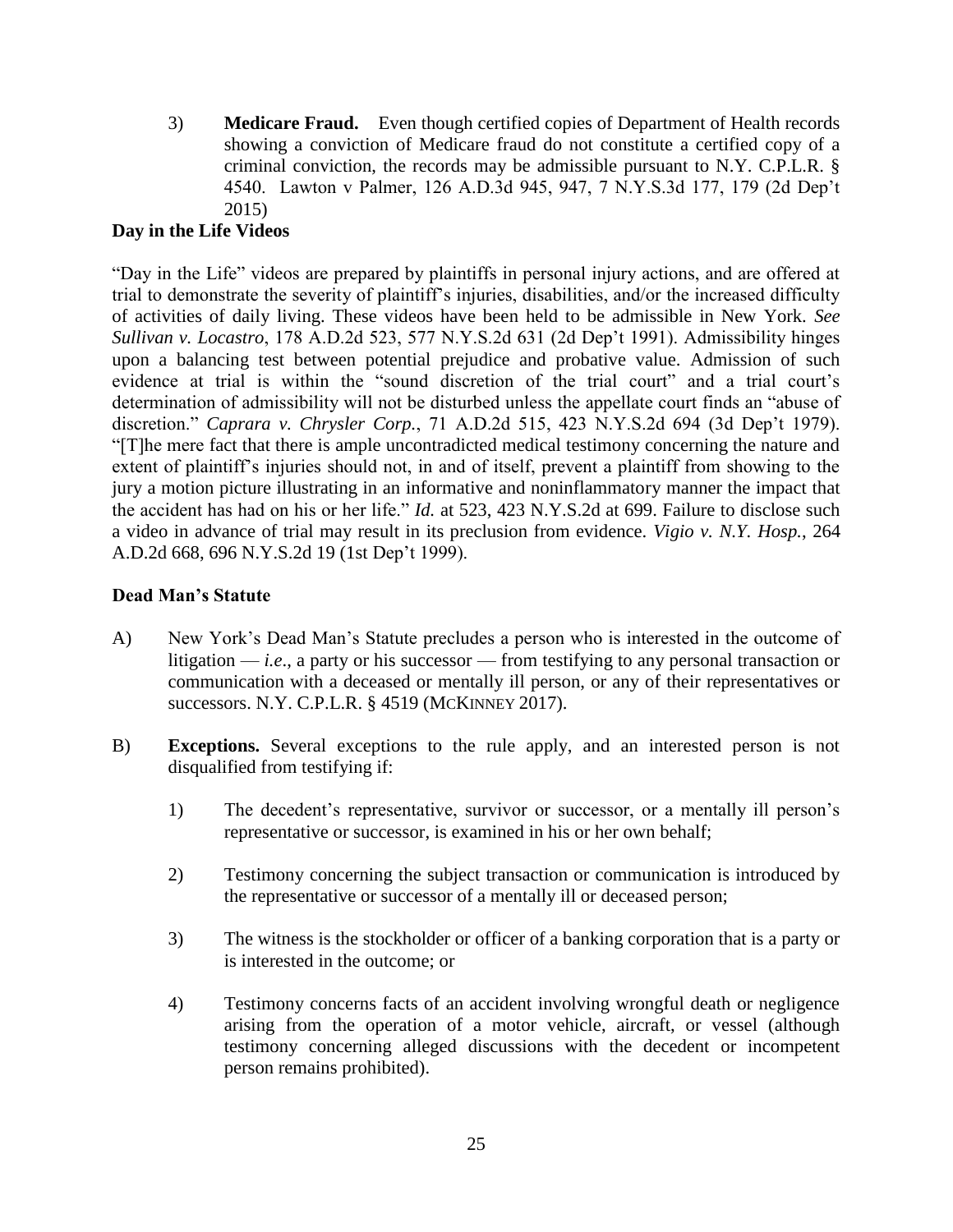3) **Medicare Fraud.** Even though certified copies of Department of Health records showing a conviction of Medicare fraud do not constitute a certified copy of a criminal conviction, the records may be admissible pursuant to N.Y. C.P.L.R. § 4540. Lawton v Palmer, 126 A.D.3d 945, 947, 7 N.Y.S.3d 177, 179 (2d Dep't 2015)

**Day in the Life Videos**

"Day in the Life" videos are prepared by plaintiffs in personal injury actions, and are offered at trial to demonstrate the severity of plaintiff's injuries, disabilities, and/or the increased difficulty of activities of daily living. These videos have been held to be admissible in New York. *See Sullivan v. Locastro*, 178 A.D.2d 523, 577 N.Y.S.2d 631 (2d Dep't 1991). Admissibility hinges upon a balancing test between potential prejudice and probative value. Admission of such evidence at trial is within the "sound discretion of the trial court" and a trial court's determination of admissibility will not be disturbed unless the appellate court finds an "abuse of discretion." *Caprara v. Chrysler Corp.*, 71 A.D.2d 515, 423 N.Y.S.2d 694 (3d Dep't 1979). "[T]he mere fact that there is ample uncontradicted medical testimony concerning the nature and extent of plaintiff's injuries should not, in and of itself, prevent a plaintiff from showing to the jury a motion picture illustrating in an informative and noninflammatory manner the impact that the accident has had on his or her life." *Id.* at 523, 423 N.Y.S.2d at 699. Failure to disclose such a video in advance of trial may result in its preclusion from evidence. *Vigio v. N.Y. Hosp.*, 264 A.D.2d 668, 696 N.Y.S.2d 19 (1st Dep't 1999).

**Dead Man's Statute**

A) New York's Dead Man's Statute precludes a person who is interested in the outcome of litigation — *i.e*., a party or his successor — from testifying to any personal transaction or communication with a deceased or mentally ill person, or any of their representatives or successors. N.Y. C.P.L.R. § 4519 (McKinney 2017).

B) **Exceptions.** Several exceptions to the rule apply, and an interested person is not disqualified from testifying if:

1) The decedent's representative, survivor or successor, or a mentally ill person's representative or successor, is examined in his or her own behalf;

2) Testimony concerning the subject transaction or communication is introduced by the representative or successor of a mentally ill or deceased person;

3) The witness is the stockholder or officer of a banking corporation that is a party or is interested in the outcome; or

4) Testimony concerns facts of an accident involving wrongful death or negligence arising from the operation of a motor vehicle, aircraft, or vessel (although testimony concerning alleged discussions with the decedent or incompetent person remains prohibited).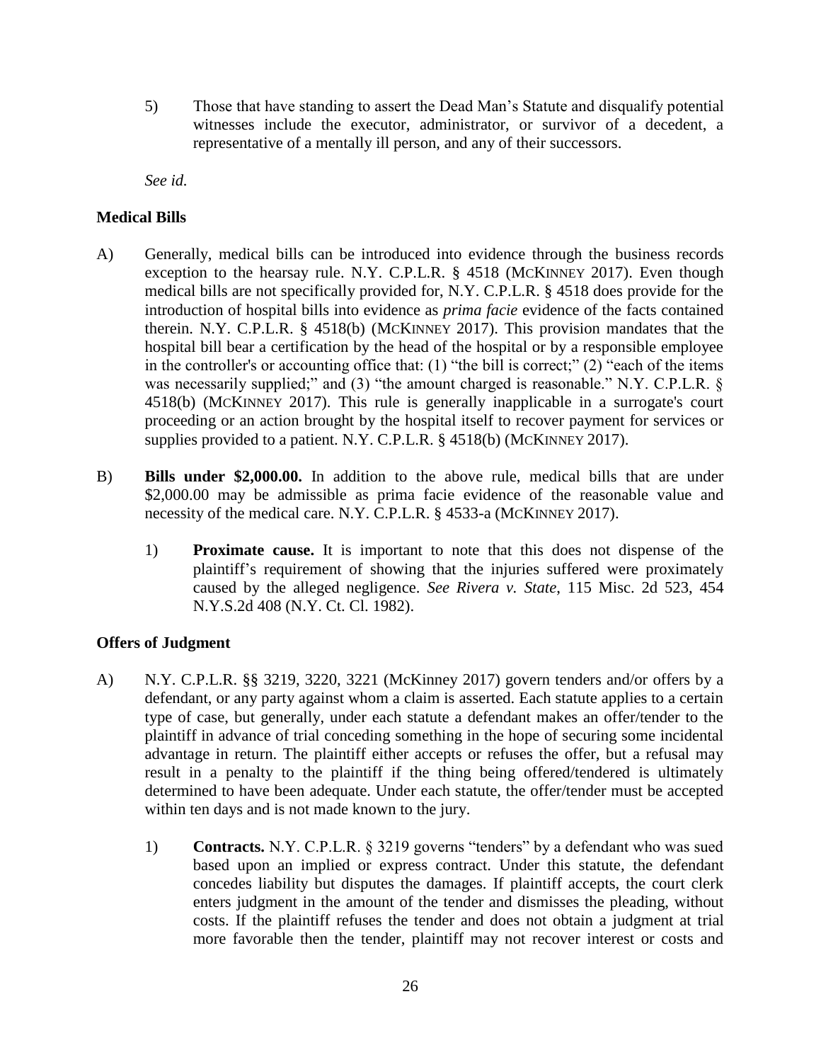5) Those that have standing to assert the Dead Man's Statute and disqualify potential witnesses include the executor, administrator, or survivor of a decedent, a representative of a mentally ill person, and any of their successors.

*See id.*

**Medical Bills**

A) Generally, medical bills can be introduced into evidence through the business records exception to the hearsay rule. N.Y. C.P.L.R. § 4518 (MCKINNEY 2017). Even though medical bills are not specifically provided for, N.Y. C.P.L.R. § 4518 does provide for the introduction of hospital bills into evidence as *prima facie* evidence of the facts contained therein. N.Y. C.P.L.R. § 4518(b) (MCKINNEY 2017). This provision mandates that the hospital bill bear a certification by the head of the hospital or by a responsible employee in the controller's or accounting office that: (1) "the bill is correct;" (2) "each of the items was necessarily supplied;" and (3) "the amount charged is reasonable." N.Y. C.P.L.R. § 4518(b) (MCKINNEY 2017). This rule is generally inapplicable in a surrogate's court proceeding or an action brought by the hospital itself to recover payment for services or supplies provided to a patient. N.Y. C.P.L.R. § 4518(b) (MCKINNEY 2017).

B) **Bills under $2,000.00.** In addition to the above rule, medical bills that are under $2,000.00 may be admissible as prima facie evidence of the reasonable value and necessity of the medical care. N.Y. C.P.L.R. § 4533-a (MCKINNEY 2017).

   1) **Proximate cause.** It is important to note that this does not dispense of the plaintiff's requirement of showing that the injuries suffered were proximately caused by the alleged negligence. *See Rivera v. State*, 115 Misc. 2d 523, 454 N.Y.S.2d 408 (N.Y. Ct. Cl. 1982).

**Offers of Judgment**

A) N.Y. C.P.L.R. §§ 3219, 3220, 3221 (McKinney 2017) govern tenders and/or offers by a defendant, or any party against whom a claim is asserted. Each statute applies to a certain type of case, but generally, under each statute a defendant makes an offer/tender to the plaintiff in advance of trial conceding something in the hope of securing some incidental advantage in return. The plaintiff either accepts or refuses the offer, but a refusal may result in a penalty to the plaintiff if the thing being offered/tendered is ultimately determined to have been adequate. Under each statute, the offer/tender must be accepted within ten days and is not made known to the jury.

   1) **Contracts.** N.Y. C.P.L.R. § 3219 governs "tenders" by a defendant who was sued based upon an implied or express contract. Under this statute, the defendant concedes liability but disputes the damages. If plaintiff accepts, the court clerk enters judgment in the amount of the tender and dismisses the pleading, without costs. If the plaintiff refuses the tender and does not obtain a judgment at trial more favorable then the tender, plaintiff may not recover interest or costs and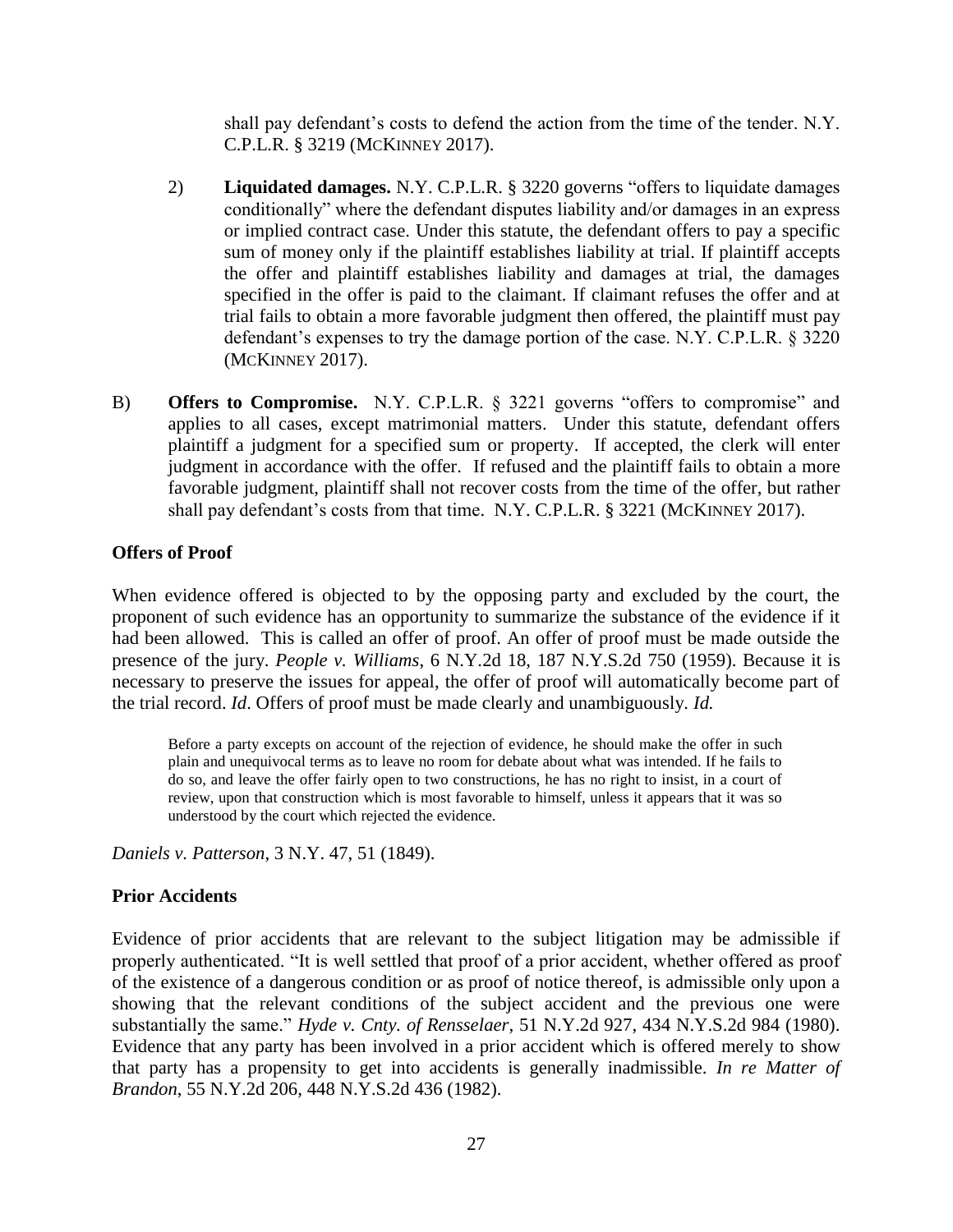shall pay defendant's costs to defend the action from the time of the tender. N.Y. C.P.L.R. § 3219 (MCKINNEY 2017).

2) **Liquidated damages.** N.Y. C.P.L.R. § 3220 governs "offers to liquidate damages conditionally" where the defendant disputes liability and/or damages in an express or implied contract case. Under this statute, the defendant offers to pay a specific sum of money only if the plaintiff establishes liability at trial. If plaintiff accepts the offer and plaintiff establishes liability and damages at trial, the damages specified in the offer is paid to the claimant. If claimant refuses the offer and at trial fails to obtain a more favorable judgment then offered, the plaintiff must pay defendant's expenses to try the damage portion of the case. N.Y. C.P.L.R. § 3220 (MCKINNEY 2017).

B) **Offers to Compromise.** N.Y. C.P.L.R. § 3221 governs "offers to compromise" and applies to all cases, except matrimonial matters. Under this statute, defendant offers plaintiff a judgment for a specified sum or property. If accepted, the clerk will enter judgment in accordance with the offer. If refused and the plaintiff fails to obtain a more favorable judgment, plaintiff shall not recover costs from the time of the offer, but rather shall pay defendant's costs from that time. N.Y. C.P.L.R. § 3221 (MCKINNEY 2017).

**Offers of Proof**

When evidence offered is objected to by the opposing party and excluded by the court, the proponent of such evidence has an opportunity to summarize the substance of the evidence if it had been allowed. This is called an offer of proof. An offer of proof must be made outside the presence of the jury. *People v. Williams*, 6 N.Y.2d 18, 187 N.Y.S.2d 750 (1959). Because it is necessary to preserve the issues for appeal, the offer of proof will automatically become part of the trial record. *Id*. Offers of proof must be made clearly and unambiguously. *Id.*

> Before a party excepts on account of the rejection of evidence, he should make the offer in such plain and unequivocal terms as to leave no room for debate about what was intended. If he fails to do so, and leave the offer fairly open to two constructions, he has no right to insist, in a court of review, upon that construction which is most favorable to himself, unless it appears that it was so understood by the court which rejected the evidence.

*Daniels v. Patterson*, 3 N.Y. 47, 51 (1849).

**Prior Accidents**

Evidence of prior accidents that are relevant to the subject litigation may be admissible if properly authenticated. "It is well settled that proof of a prior accident, whether offered as proof of the existence of a dangerous condition or as proof of notice thereof, is admissible only upon a showing that the relevant conditions of the subject accident and the previous one were substantially the same." *Hyde v. Cnty. of Rensselaer*, 51 N.Y.2d 927, 434 N.Y.S.2d 984 (1980). Evidence that any party has been involved in a prior accident which is offered merely to show that party has a propensity to get into accidents is generally inadmissible. *In re Matter of Brandon*, 55 N.Y.2d 206, 448 N.Y.S.2d 436 (1982).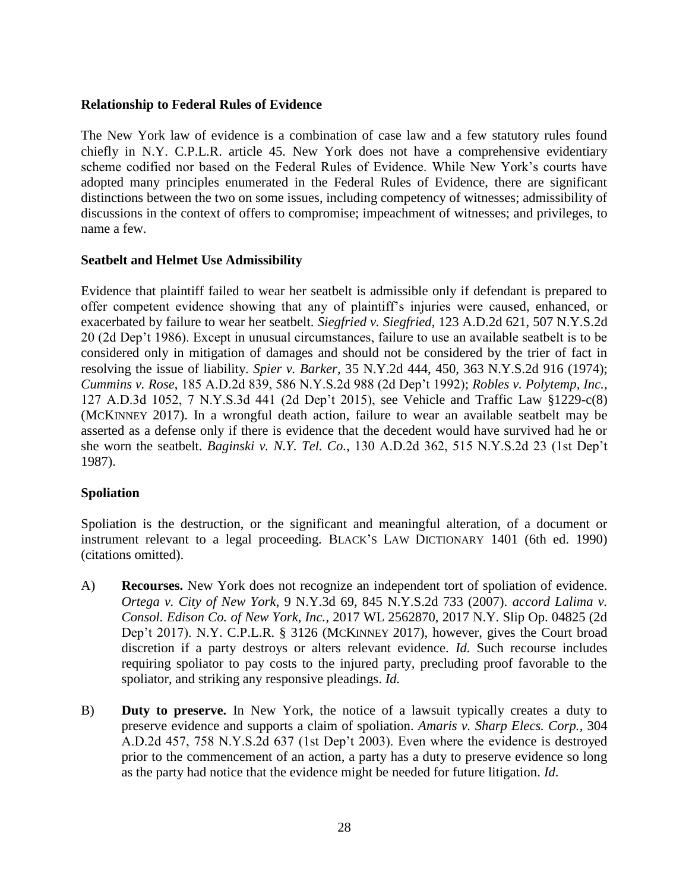**Relationship to Federal Rules of Evidence**

The New York law of evidence is a combination of case law and a few statutory rules found chiefly in N.Y. C.P.L.R. article 45. New York does not have a comprehensive evidentiary scheme codified nor based on the Federal Rules of Evidence. While New York's courts have adopted many principles enumerated in the Federal Rules of Evidence, there are significant distinctions between the two on some issues, including competency of witnesses; admissibility of discussions in the context of offers to compromise; impeachment of witnesses; and privileges, to name a few.

**Seatbelt and Helmet Use Admissibility**

Evidence that plaintiff failed to wear her seatbelt is admissible only if defendant is prepared to offer competent evidence showing that any of plaintiff's injuries were caused, enhanced, or exacerbated by failure to wear her seatbelt. *Siegfried v. Siegfried*, 123 A.D.2d 621, 507 N.Y.S.2d 20 (2d Dep't 1986). Except in unusual circumstances, failure to use an available seatbelt is to be considered only in mitigation of damages and should not be considered by the trier of fact in resolving the issue of liability. *Spier v. Barker*, 35 N.Y.2d 444, 450, 363 N.Y.S.2d 916 (1974); *Cummins v. Rose*, 185 A.D.2d 839, 586 N.Y.S.2d 988 (2d Dep't 1992); *Robles v. Polytemp, Inc.*, 127 A.D.3d 1052, 7 N.Y.S.3d 441 (2d Dep't 2015), see Vehicle and Traffic Law §1229-c(8) (MCKINNEY 2017). In a wrongful death action, failure to wear an available seatbelt may be asserted as a defense only if there is evidence that the decedent would have survived had he or she worn the seatbelt. *Baginski v. N.Y. Tel. Co.*, 130 A.D.2d 362, 515 N.Y.S.2d 23 (1st Dep't 1987).

**Spoliation**

Spoliation is the destruction, or the significant and meaningful alteration, of a document or instrument relevant to a legal proceeding. BLACK'S LAW DICTIONARY 1401 (6th ed. 1990) (citations omitted).

A) **Recourses.** New York does not recognize an independent tort of spoliation of evidence. *Ortega v. City of New York*, 9 N.Y.3d 69, 845 N.Y.S.2d 733 (2007). *accord Lalima v. Consol. Edison Co. of New York, Inc.*, 2017 WL 2562870, 2017 N.Y. Slip Op. 04825 (2d Dep't 2017). N.Y. C.P.L.R. § 3126 (MCKINNEY 2017), however, gives the Court broad discretion if a party destroys or alters relevant evidence. *Id.* Such recourse includes requiring spoliator to pay costs to the injured party, precluding proof favorable to the spoliator, and striking any responsive pleadings. *Id.*

B) **Duty to preserve.** In New York, the notice of a lawsuit typically creates a duty to preserve evidence and supports a claim of spoliation. *Amaris v. Sharp Elecs. Corp.*, 304 A.D.2d 457, 758 N.Y.S.2d 637 (1st Dep't 2003). Even where the evidence is destroyed prior to the commencement of an action, a party has a duty to preserve evidence so long as the party had notice that the evidence might be needed for future litigation. *Id*.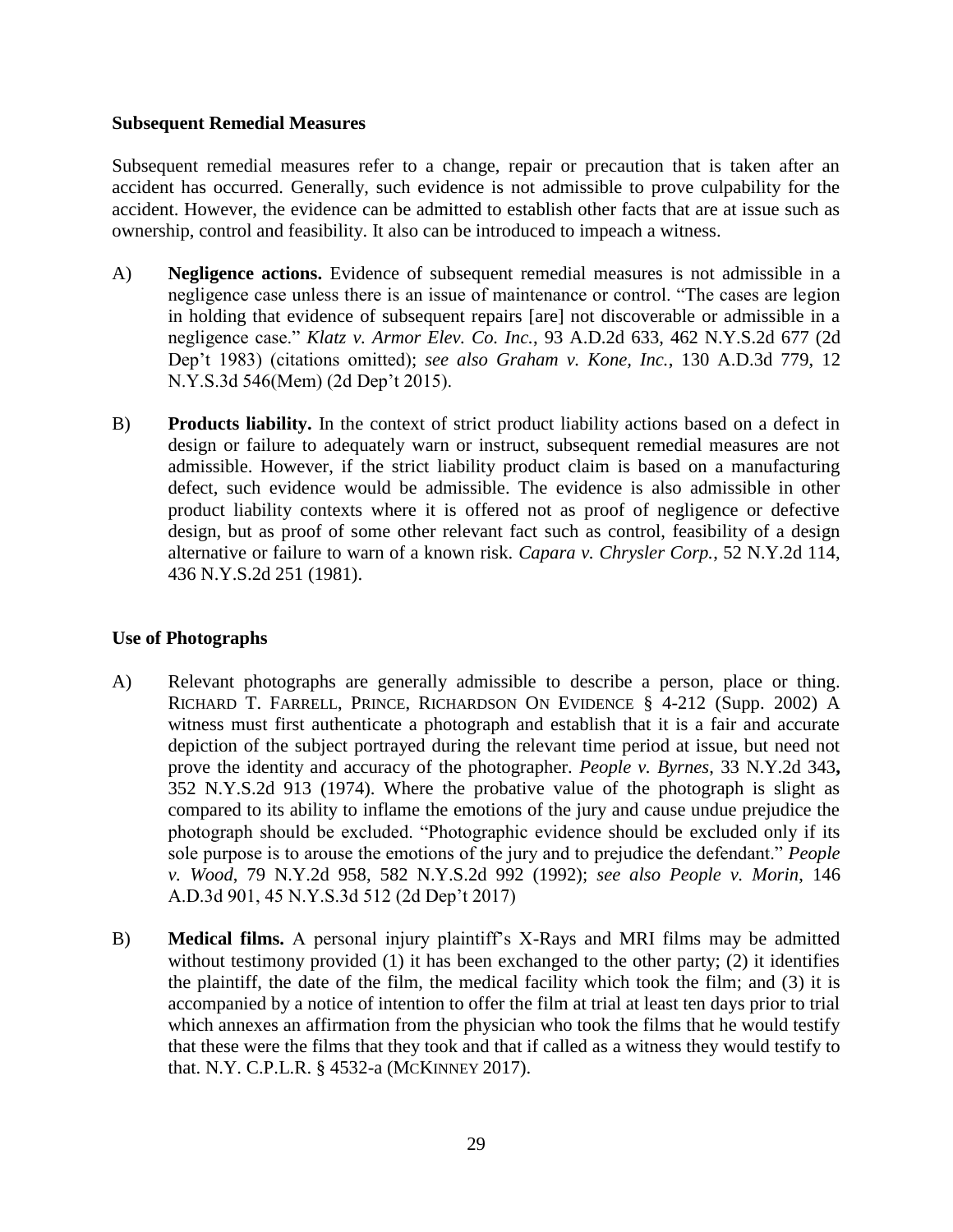**Subsequent Remedial Measures**

Subsequent remedial measures refer to a change, repair or precaution that is taken after an accident has occurred. Generally, such evidence is not admissible to prove culpability for the accident. However, the evidence can be admitted to establish other facts that are at issue such as ownership, control and feasibility. It also can be introduced to impeach a witness.

A) **Negligence actions.** Evidence of subsequent remedial measures is not admissible in a negligence case unless there is an issue of maintenance or control. "The cases are legion in holding that evidence of subsequent repairs [are] not discoverable or admissible in a negligence case." *Klatz v. Armor Elev. Co. Inc.*, 93 A.D.2d 633, 462 N.Y.S.2d 677 (2d Dep't 1983) (citations omitted); *see also Graham v. Kone, Inc.*, 130 A.D.3d 779, 12 N.Y.S.3d 546(Mem) (2d Dep't 2015).

B) **Products liability.** In the context of strict product liability actions based on a defect in design or failure to adequately warn or instruct, subsequent remedial measures are not admissible. However, if the strict liability product claim is based on a manufacturing defect, such evidence would be admissible. The evidence is also admissible in other product liability contexts where it is offered not as proof of negligence or defective design, but as proof of some other relevant fact such as control, feasibility of a design alternative or failure to warn of a known risk. *Capara v. Chrysler Corp.*, 52 N.Y.2d 114, 436 N.Y.S.2d 251 (1981).

**Use of Photographs**

A) Relevant photographs are generally admissible to describe a person, place or thing. RICHARD T. FARRELL, PRINCE, RICHARDSON ON EVIDENCE § 4-212 (Supp. 2002) A witness must first authenticate a photograph and establish that it is a fair and accurate depiction of the subject portrayed during the relevant time period at issue, but need not prove the identity and accuracy of the photographer. *People v. Byrnes*, 33 N.Y.2d 343**,** 352 N.Y.S.2d 913 (1974). Where the probative value of the photograph is slight as compared to its ability to inflame the emotions of the jury and cause undue prejudice the photograph should be excluded. "Photographic evidence should be excluded only if its sole purpose is to arouse the emotions of the jury and to prejudice the defendant." *People v. Wood*, 79 N.Y.2d 958, 582 N.Y.S.2d 992 (1992); *see also People v. Morin*, 146 A.D.3d 901, 45 N.Y.S.3d 512 (2d Dep't 2017)

B) **Medical films.** A personal injury plaintiff's X-Rays and MRI films may be admitted without testimony provided (1) it has been exchanged to the other party; (2) it identifies the plaintiff, the date of the film, the medical facility which took the film; and (3) it is accompanied by a notice of intention to offer the film at trial at least ten days prior to trial which annexes an affirmation from the physician who took the films that he would testify that these were the films that they took and that if called as a witness they would testify to that. N.Y. C.P.L.R. § 4532-a (MCKINNEY 2017).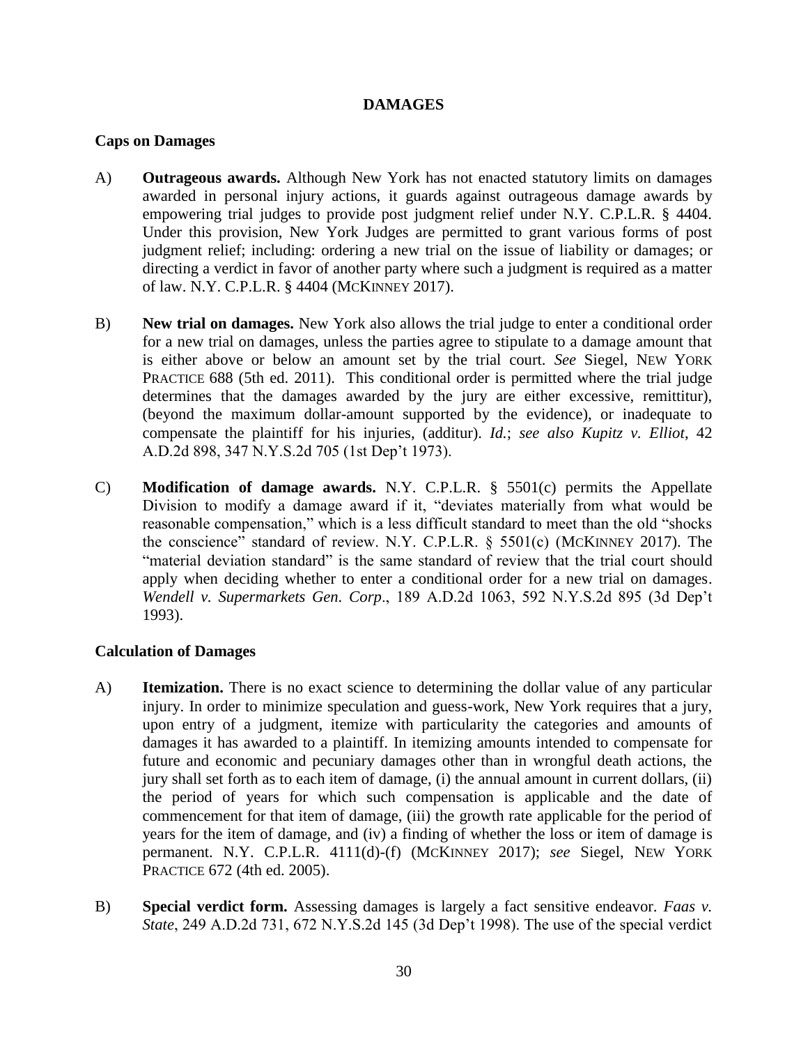## DAMAGES

### Caps on Damages

A) **Outrageous awards.** Although New York has not enacted statutory limits on damages awarded in personal injury actions, it guards against outrageous damage awards by empowering trial judges to provide post judgment relief under N.Y. C.P.L.R. § 4404. Under this provision, New York Judges are permitted to grant various forms of post judgment relief; including: ordering a new trial on the issue of liability or damages; or directing a verdict in favor of another party where such a judgment is required as a matter of law. N.Y. C.P.L.R. § 4404 (MCKINNEY 2017).

B) **New trial on damages.** New York also allows the trial judge to enter a conditional order for a new trial on damages, unless the parties agree to stipulate to a damage amount that is either above or below an amount set by the trial court. *See* Siegel, NEW YORK PRACTICE 688 (5th ed. 2011). This conditional order is permitted where the trial judge determines that the damages awarded by the jury are either excessive, remittitur), (beyond the maximum dollar-amount supported by the evidence), or inadequate to compensate the plaintiff for his injuries, (additur). *Id.*; *see also Kupitz v. Elliot*, 42 A.D.2d 898, 347 N.Y.S.2d 705 (1st Dep't 1973).

C) **Modification of damage awards.** N.Y. C.P.L.R. § 5501(c) permits the Appellate Division to modify a damage award if it, "deviates materially from what would be reasonable compensation," which is a less difficult standard to meet than the old "shocks the conscience" standard of review. N.Y. C.P.L.R. § 5501(c) (MCKINNEY 2017). The "material deviation standard" is the same standard of review that the trial court should apply when deciding whether to enter a conditional order for a new trial on damages. *Wendell v. Supermarkets Gen. Corp*., 189 A.D.2d 1063, 592 N.Y.S.2d 895 (3d Dep't 1993).

### Calculation of Damages

A) **Itemization.** There is no exact science to determining the dollar value of any particular injury. In order to minimize speculation and guess-work, New York requires that a jury, upon entry of a judgment, itemize with particularity the categories and amounts of damages it has awarded to a plaintiff. In itemizing amounts intended to compensate for future and economic and pecuniary damages other than in wrongful death actions, the jury shall set forth as to each item of damage, (i) the annual amount in current dollars, (ii) the period of years for which such compensation is applicable and the date of commencement for that item of damage, (iii) the growth rate applicable for the period of years for the item of damage, and (iv) a finding of whether the loss or item of damage is permanent. N.Y. C.P.L.R. 4111(d)-(f) (MCKINNEY 2017); *see* Siegel, NEW YORK PRACTICE 672 (4th ed. 2005).

B) **Special verdict form.** Assessing damages is largely a fact sensitive endeavor. *Faas v. State*, 249 A.D.2d 731, 672 N.Y.S.2d 145 (3d Dep't 1998). The use of the special verdict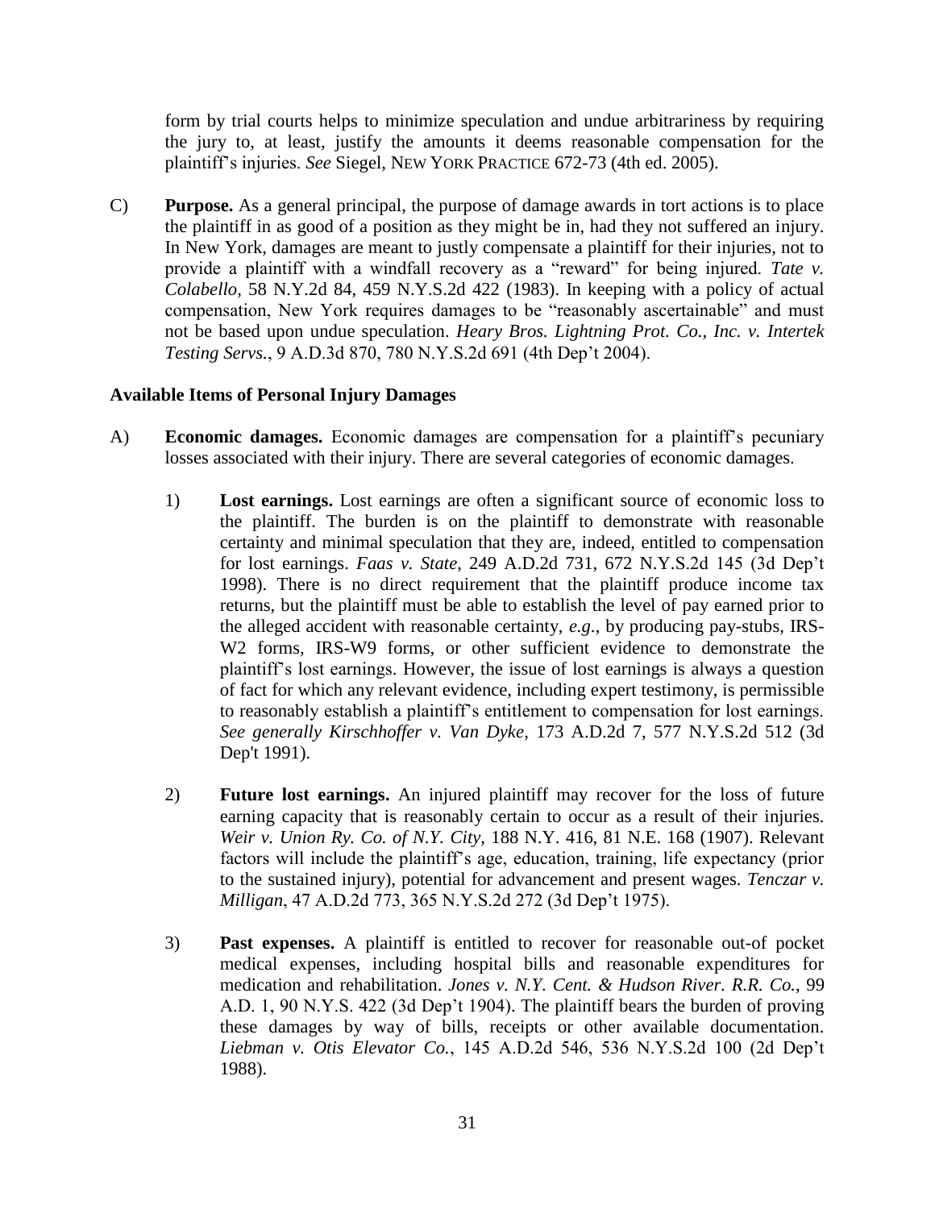form by trial courts helps to minimize speculation and undue arbitrariness by requiring the jury to, at least, justify the amounts it deems reasonable compensation for the plaintiff's injuries. *See* Siegel, NEW YORK PRACTICE 672-73 (4th ed. 2005).

C) **Purpose.** As a general principal, the purpose of damage awards in tort actions is to place the plaintiff in as good of a position as they might be in, had they not suffered an injury. In New York, damages are meant to justly compensate a plaintiff for their injuries, not to provide a plaintiff with a windfall recovery as a "reward" for being injured. *Tate v. Colabello*, 58 N.Y.2d 84, 459 N.Y.S.2d 422 (1983). In keeping with a policy of actual compensation, New York requires damages to be "reasonably ascertainable" and must not be based upon undue speculation. *Heary Bros. Lightning Prot. Co., Inc. v. Intertek Testing Servs.*, 9 A.D.3d 870, 780 N.Y.S.2d 691 (4th Dep't 2004).

**Available Items of Personal Injury Damages**

A) **Economic damages.** Economic damages are compensation for a plaintiff's pecuniary losses associated with their injury. There are several categories of economic damages.

1) **Lost earnings.** Lost earnings are often a significant source of economic loss to the plaintiff. The burden is on the plaintiff to demonstrate with reasonable certainty and minimal speculation that they are, indeed, entitled to compensation for lost earnings. *Faas v. State*, 249 A.D.2d 731, 672 N.Y.S.2d 145 (3d Dep't 1998). There is no direct requirement that the plaintiff produce income tax returns, but the plaintiff must be able to establish the level of pay earned prior to the alleged accident with reasonable certainty, *e.g.*, by producing pay-stubs, IRS-W2 forms, IRS-W9 forms, or other sufficient evidence to demonstrate the plaintiff's lost earnings. However, the issue of lost earnings is always a question of fact for which any relevant evidence, including expert testimony, is permissible to reasonably establish a plaintiff's entitlement to compensation for lost earnings. *See generally Kirschhoffer v. Van Dyke*, 173 A.D.2d 7, 577 N.Y.S.2d 512 (3d Dep't 1991).

2) **Future lost earnings.** An injured plaintiff may recover for the loss of future earning capacity that is reasonably certain to occur as a result of their injuries. *Weir v. Union Ry. Co. of N.Y. City*, 188 N.Y. 416, 81 N.E. 168 (1907). Relevant factors will include the plaintiff's age, education, training, life expectancy (prior to the sustained injury), potential for advancement and present wages. *Tenczar v. Milligan*, 47 A.D.2d 773, 365 N.Y.S.2d 272 (3d Dep't 1975).

3) **Past expenses.** A plaintiff is entitled to recover for reasonable out-of pocket medical expenses, including hospital bills and reasonable expenditures for medication and rehabilitation. *Jones v. N.Y. Cent. & Hudson River. R.R. Co.*, 99 A.D. 1, 90 N.Y.S. 422 (3d Dep't 1904). The plaintiff bears the burden of proving these damages by way of bills, receipts or other available documentation. *Liebman v. Otis Elevator Co.*, 145 A.D.2d 546, 536 N.Y.S.2d 100 (2d Dep't 1988).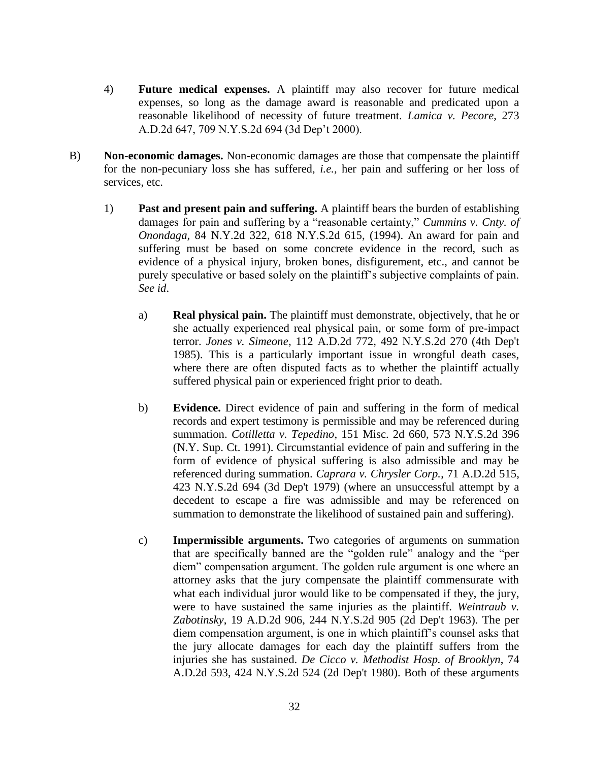4) **Future medical expenses.** A plaintiff may also recover for future medical expenses, so long as the damage award is reasonable and predicated upon a reasonable likelihood of necessity of future treatment. *Lamica v. Pecore*, 273 A.D.2d 647, 709 N.Y.S.2d 694 (3d Dep't 2000).

B) **Non-economic damages.** Non-economic damages are those that compensate the plaintiff for the non-pecuniary loss she has suffered, *i.e.,* her pain and suffering or her loss of services, etc.

1) **Past and present pain and suffering.** A plaintiff bears the burden of establishing damages for pain and suffering by a "reasonable certainty," *Cummins v. Cnty. of Onondaga*, 84 N.Y.2d 322, 618 N.Y.S.2d 615, (1994). An award for pain and suffering must be based on some concrete evidence in the record, such as evidence of a physical injury, broken bones, disfigurement, etc., and cannot be purely speculative or based solely on the plaintiff's subjective complaints of pain. *See id*.

a) **Real physical pain.** The plaintiff must demonstrate, objectively, that he or she actually experienced real physical pain, or some form of pre-impact terror. *Jones v. Simeone*, 112 A.D.2d 772, 492 N.Y.S.2d 270 (4th Dep't 1985). This is a particularly important issue in wrongful death cases, where there are often disputed facts as to whether the plaintiff actually suffered physical pain or experienced fright prior to death.

b) **Evidence.** Direct evidence of pain and suffering in the form of medical records and expert testimony is permissible and may be referenced during summation. *Cotilletta v. Tepedino*, 151 Misc. 2d 660, 573 N.Y.S.2d 396 (N.Y. Sup. Ct. 1991). Circumstantial evidence of pain and suffering in the form of evidence of physical suffering is also admissible and may be referenced during summation. *Caprara v. Chrysler Corp.*, 71 A.D.2d 515, 423 N.Y.S.2d 694 (3d Dep't 1979) (where an unsuccessful attempt by a decedent to escape a fire was admissible and may be referenced on summation to demonstrate the likelihood of sustained pain and suffering).

c) **Impermissible arguments.** Two categories of arguments on summation that are specifically banned are the "golden rule" analogy and the "per diem" compensation argument. The golden rule argument is one where an attorney asks that the jury compensate the plaintiff commensurate with what each individual juror would like to be compensated if they, the jury, were to have sustained the same injuries as the plaintiff. *Weintraub v. Zabotinsky*, 19 A.D.2d 906, 244 N.Y.S.2d 905 (2d Dep't 1963). The per diem compensation argument, is one in which plaintiff's counsel asks that the jury allocate damages for each day the plaintiff suffers from the injuries she has sustained. *De Cicco v. Methodist Hosp. of Brooklyn*, 74 A.D.2d 593, 424 N.Y.S.2d 524 (2d Dep't 1980). Both of these arguments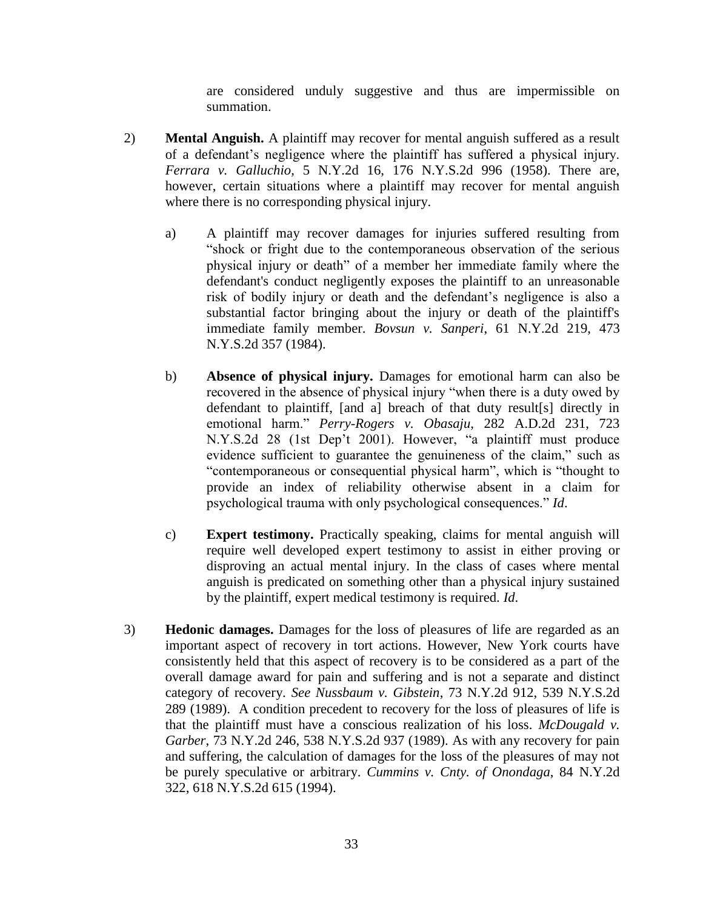are considered unduly suggestive and thus are impermissible on summation.

2) **Mental Anguish.** A plaintiff may recover for mental anguish suffered as a result of a defendant's negligence where the plaintiff has suffered a physical injury. *Ferrara v. Galluchio*, 5 N.Y.2d 16, 176 N.Y.S.2d 996 (1958). There are, however, certain situations where a plaintiff may recover for mental anguish where there is no corresponding physical injury.

   a) A plaintiff may recover damages for injuries suffered resulting from "shock or fright due to the contemporaneous observation of the serious physical injury or death" of a member her immediate family where the defendant's conduct negligently exposes the plaintiff to an unreasonable risk of bodily injury or death and the defendant's negligence is also a substantial factor bringing about the injury or death of the plaintiff's immediate family member. *Bovsun v. Sanperi*, 61 N.Y.2d 219, 473 N.Y.S.2d 357 (1984).

   b) **Absence of physical injury.** Damages for emotional harm can also be recovered in the absence of physical injury "when there is a duty owed by defendant to plaintiff, [and a] breach of that duty result[s] directly in emotional harm." *Perry-Rogers v. Obasaju*, 282 A.D.2d 231, 723 N.Y.S.2d 28 (1st Dep't 2001). However, "a plaintiff must produce evidence sufficient to guarantee the genuineness of the claim," such as "contemporaneous or consequential physical harm", which is "thought to provide an index of reliability otherwise absent in a claim for psychological trauma with only psychological consequences." *Id*.

   c) **Expert testimony.** Practically speaking, claims for mental anguish will require well developed expert testimony to assist in either proving or disproving an actual mental injury. In the class of cases where mental anguish is predicated on something other than a physical injury sustained by the plaintiff, expert medical testimony is required. *Id.*

3) **Hedonic damages.** Damages for the loss of pleasures of life are regarded as an important aspect of recovery in tort actions. However, New York courts have consistently held that this aspect of recovery is to be considered as a part of the overall damage award for pain and suffering and is not a separate and distinct category of recovery. *See Nussbaum v. Gibstein*, 73 N.Y.2d 912, 539 N.Y.S.2d 289 (1989). A condition precedent to recovery for the loss of pleasures of life is that the plaintiff must have a conscious realization of his loss. *McDougald v. Garber*, 73 N.Y.2d 246, 538 N.Y.S.2d 937 (1989). As with any recovery for pain and suffering, the calculation of damages for the loss of the pleasures of may not be purely speculative or arbitrary. *Cummins v. Cnty. of Onondaga*, 84 N.Y.2d 322, 618 N.Y.S.2d 615 (1994).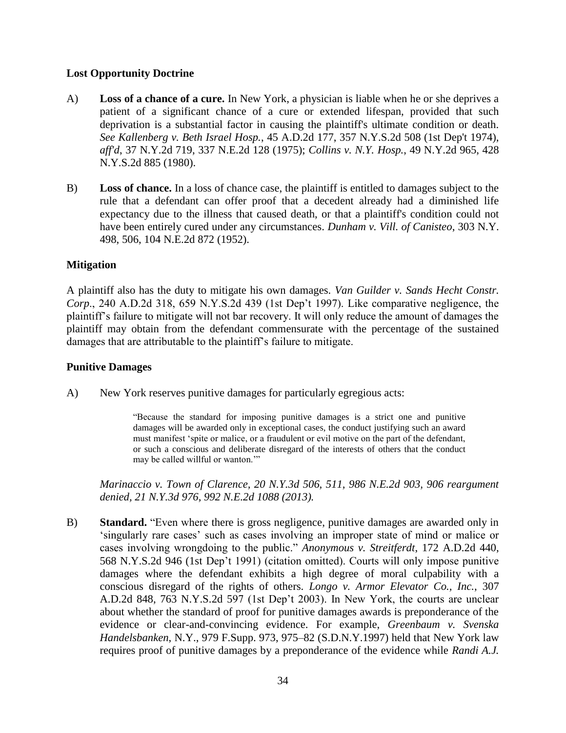**Lost Opportunity Doctrine**

A) **Loss of a chance of a cure.** In New York, a physician is liable when he or she deprives a patient of a significant chance of a cure or extended lifespan, provided that such deprivation is a substantial factor in causing the plaintiff's ultimate condition or death. *See Kallenberg v. Beth Israel Hosp.*, 45 A.D.2d 177, 357 N.Y.S.2d 508 (1st Dep't 1974), *aff'd*, 37 N.Y.2d 719, 337 N.E.2d 128 (1975); *Collins v. N.Y. Hosp.*, 49 N.Y.2d 965, 428 N.Y.S.2d 885 (1980).

B) **Loss of chance.** In a loss of chance case, the plaintiff is entitled to damages subject to the rule that a defendant can offer proof that a decedent already had a diminished life expectancy due to the illness that caused death, or that a plaintiff's condition could not have been entirely cured under any circumstances. *Dunham v. Vill. of Canisteo*, 303 N.Y. 498, 506, 104 N.E.2d 872 (1952).

**Mitigation**

A plaintiff also has the duty to mitigate his own damages. *Van Guilder v. Sands Hecht Constr. Corp.*, 240 A.D.2d 318, 659 N.Y.S.2d 439 (1st Dep't 1997). Like comparative negligence, the plaintiff's failure to mitigate will not bar recovery. It will only reduce the amount of damages the plaintiff may obtain from the defendant commensurate with the percentage of the sustained damages that are attributable to the plaintiff's failure to mitigate.

**Punitive Damages**

A) New York reserves punitive damages for particularly egregious acts:

> "Because the standard for imposing punitive damages is a strict one and punitive damages will be awarded only in exceptional cases, the conduct justifying such an award must manifest 'spite or malice, or a fraudulent or evil motive on the part of the defendant, or such a conscious and deliberate disregard of the interests of others that the conduct may be called willful or wanton.'"

*Marinaccio v. Town of Clarence, 20 N.Y.3d 506, 511, 986 N.E.2d 903, 906 reargument denied, 21 N.Y.3d 976, 992 N.E.2d 1088 (2013).*

B) **Standard.** "Even where there is gross negligence, punitive damages are awarded only in 'singularly rare cases' such as cases involving an improper state of mind or malice or cases involving wrongdoing to the public." *Anonymous v. Streitferdt*, 172 A.D.2d 440, 568 N.Y.S.2d 946 (1st Dep't 1991) (citation omitted). Courts will only impose punitive damages where the defendant exhibits a high degree of moral culpability with a conscious disregard of the rights of others. *Longo v. Armor Elevator Co., Inc.*, 307 A.D.2d 848, 763 N.Y.S.2d 597 (1st Dep't 2003). In New York, the courts are unclear about whether the standard of proof for punitive damages awards is preponderance of the evidence or clear-and-convincing evidence. For example, *Greenbaum v. Svenska Handelsbanken*, N.Y., 979 F.Supp. 973, 975–82 (S.D.N.Y.1997) held that New York law requires proof of punitive damages by a preponderance of the evidence while *Randi A.J.*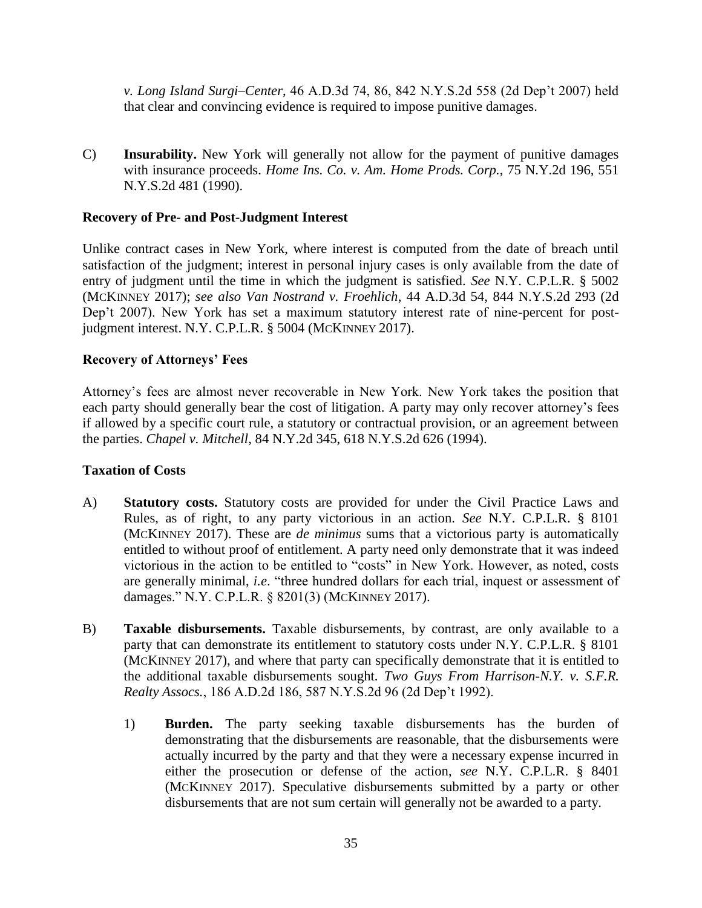*v. Long Island Surgi–Center*, 46 A.D.3d 74, 86, 842 N.Y.S.2d 558 (2d Dep't 2007) held that clear and convincing evidence is required to impose punitive damages.

C) **Insurability.** New York will generally not allow for the payment of punitive damages with insurance proceeds. *Home Ins. Co. v. Am. Home Prods. Corp.*, 75 N.Y.2d 196, 551 N.Y.S.2d 481 (1990).

**Recovery of Pre- and Post-Judgment Interest**

Unlike contract cases in New York, where interest is computed from the date of breach until satisfaction of the judgment; interest in personal injury cases is only available from the date of entry of judgment until the time in which the judgment is satisfied. *See* N.Y. C.P.L.R. § 5002 (MCKINNEY 2017); *see also Van Nostrand v. Froehlich*, 44 A.D.3d 54, 844 N.Y.S.2d 293 (2d Dep't 2007). New York has set a maximum statutory interest rate of nine-percent for post-judgment interest. N.Y. C.P.L.R. § 5004 (MCKINNEY 2017).

**Recovery of Attorneys' Fees**

Attorney's fees are almost never recoverable in New York. New York takes the position that each party should generally bear the cost of litigation. A party may only recover attorney's fees if allowed by a specific court rule, a statutory or contractual provision, or an agreement between the parties. *Chapel v. Mitchell*, 84 N.Y.2d 345, 618 N.Y.S.2d 626 (1994).

**Taxation of Costs**

A) **Statutory costs.** Statutory costs are provided for under the Civil Practice Laws and Rules, as of right, to any party victorious in an action. *See* N.Y. C.P.L.R. § 8101 (MCKINNEY 2017). These are *de minimus* sums that a victorious party is automatically entitled to without proof of entitlement. A party need only demonstrate that it was indeed victorious in the action to be entitled to "costs" in New York. However, as noted, costs are generally minimal, *i.e*. "three hundred dollars for each trial, inquest or assessment of damages." N.Y. C.P.L.R. § 8201(3) (MCKINNEY 2017).

B) **Taxable disbursements.** Taxable disbursements, by contrast, are only available to a party that can demonstrate its entitlement to statutory costs under N.Y. C.P.L.R. § 8101 (MCKINNEY 2017), and where that party can specifically demonstrate that it is entitled to the additional taxable disbursements sought. *Two Guys From Harrison-N.Y. v. S.F.R. Realty Assocs.*, 186 A.D.2d 186, 587 N.Y.S.2d 96 (2d Dep't 1992).

   1) **Burden.** The party seeking taxable disbursements has the burden of demonstrating that the disbursements are reasonable, that the disbursements were actually incurred by the party and that they were a necessary expense incurred in either the prosecution or defense of the action, *see* N.Y. C.P.L.R. § 8401 (MCKINNEY 2017). Speculative disbursements submitted by a party or other disbursements that are not sum certain will generally not be awarded to a party.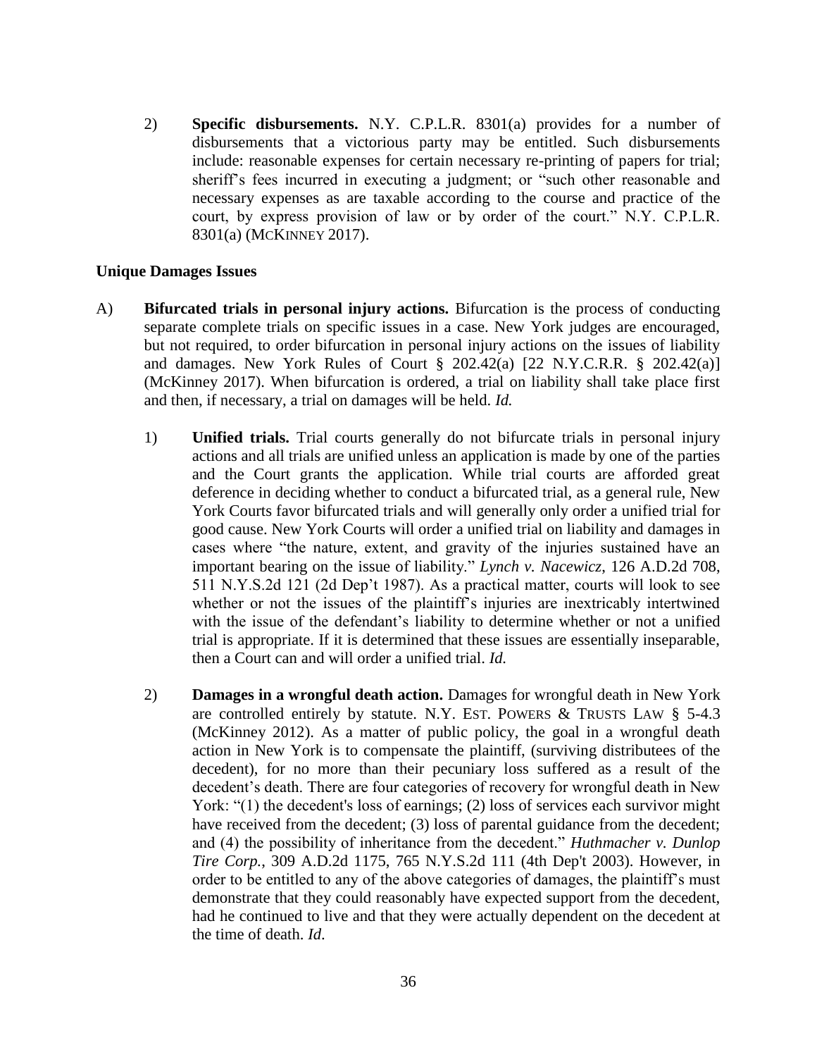2) **Specific disbursements.** N.Y. C.P.L.R. 8301(a) provides for a number of disbursements that a victorious party may be entitled. Such disbursements include: reasonable expenses for certain necessary re-printing of papers for trial; sheriff's fees incurred in executing a judgment; or "such other reasonable and necessary expenses as are taxable according to the course and practice of the court, by express provision of law or by order of the court." N.Y. C.P.L.R. 8301(a) (McKinney 2017).

**Unique Damages Issues**

A) **Bifurcated trials in personal injury actions.** Bifurcation is the process of conducting separate complete trials on specific issues in a case. New York judges are encouraged, but not required, to order bifurcation in personal injury actions on the issues of liability and damages. New York Rules of Court § 202.42(a) [22 N.Y.C.R.R. § 202.42(a)] (McKinney 2017). When bifurcation is ordered, a trial on liability shall take place first and then, if necessary, a trial on damages will be held. *Id.*

1) **Unified trials.** Trial courts generally do not bifurcate trials in personal injury actions and all trials are unified unless an application is made by one of the parties and the Court grants the application. While trial courts are afforded great deference in deciding whether to conduct a bifurcated trial, as a general rule, New York Courts favor bifurcated trials and will generally only order a unified trial for good cause. New York Courts will order a unified trial on liability and damages in cases where "the nature, extent, and gravity of the injuries sustained have an important bearing on the issue of liability." *Lynch v. Nacewicz*, 126 A.D.2d 708, 511 N.Y.S.2d 121 (2d Dep't 1987). As a practical matter, courts will look to see whether or not the issues of the plaintiff's injuries are inextricably intertwined with the issue of the defendant's liability to determine whether or not a unified trial is appropriate. If it is determined that these issues are essentially inseparable, then a Court can and will order a unified trial. *Id.*

2) **Damages in a wrongful death action.** Damages for wrongful death in New York are controlled entirely by statute. N.Y. Est. Powers & Trusts Law § 5-4.3 (McKinney 2012). As a matter of public policy, the goal in a wrongful death action in New York is to compensate the plaintiff, (surviving distributees of the decedent), for no more than their pecuniary loss suffered as a result of the decedent's death. There are four categories of recovery for wrongful death in New York: "(1) the decedent's loss of earnings; (2) loss of services each survivor might have received from the decedent; (3) loss of parental guidance from the decedent; and (4) the possibility of inheritance from the decedent." *Huthmacher v. Dunlop Tire Corp.*, 309 A.D.2d 1175, 765 N.Y.S.2d 111 (4th Dep't 2003). However, in order to be entitled to any of the above categories of damages, the plaintiff's must demonstrate that they could reasonably have expected support from the decedent, had he continued to live and that they were actually dependent on the decedent at the time of death. *Id*.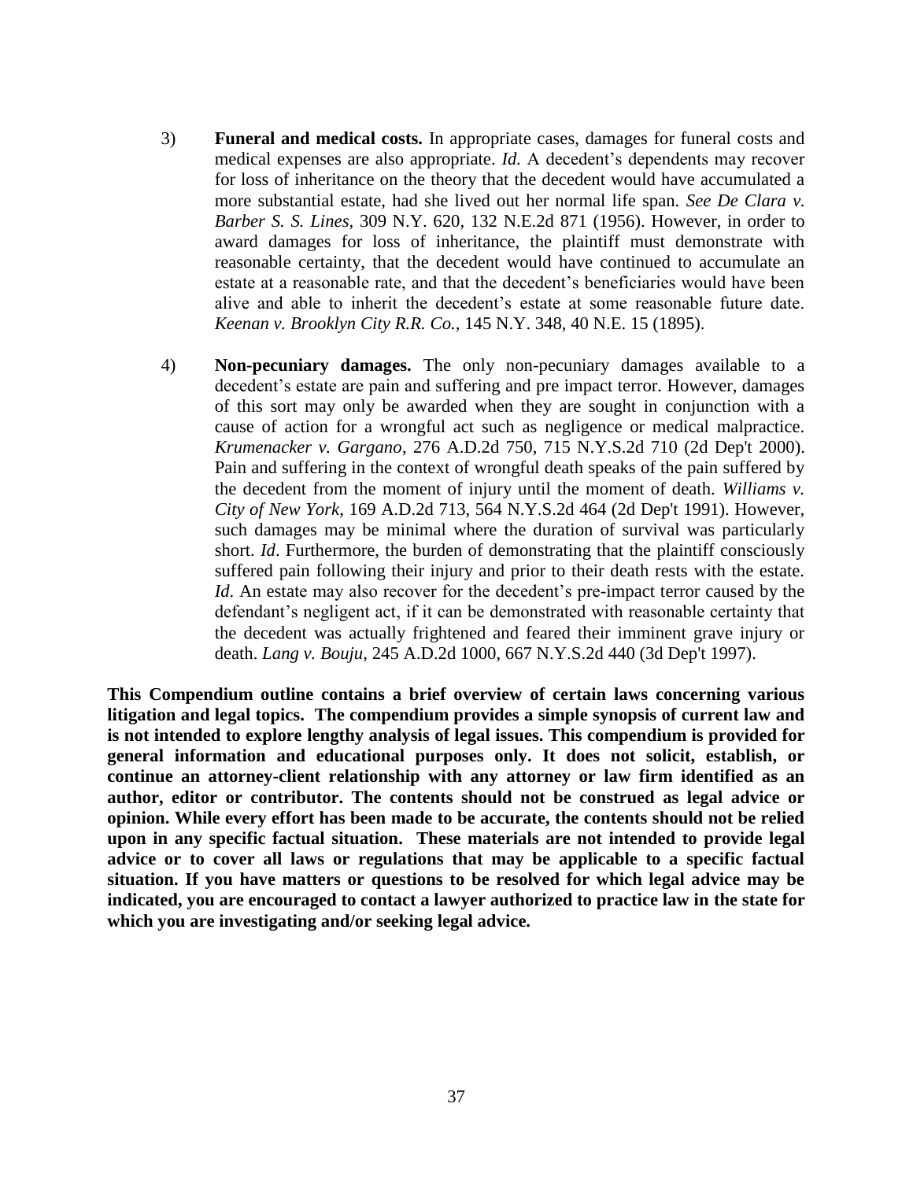3) **Funeral and medical costs.** In appropriate cases, damages for funeral costs and medical expenses are also appropriate. *Id.* A decedent's dependents may recover for loss of inheritance on the theory that the decedent would have accumulated a more substantial estate, had she lived out her normal life span. *See De Clara v. Barber S. S. Lines*, 309 N.Y. 620, 132 N.E.2d 871 (1956). However, in order to award damages for loss of inheritance, the plaintiff must demonstrate with reasonable certainty, that the decedent would have continued to accumulate an estate at a reasonable rate, and that the decedent's beneficiaries would have been alive and able to inherit the decedent's estate at some reasonable future date. *Keenan v. Brooklyn City R.R. Co.*, 145 N.Y. 348, 40 N.E. 15 (1895).

4) **Non-pecuniary damages.** The only non-pecuniary damages available to a decedent's estate are pain and suffering and pre impact terror. However, damages of this sort may only be awarded when they are sought in conjunction with a cause of action for a wrongful act such as negligence or medical malpractice. *Krumenacker v. Gargano*, 276 A.D.2d 750, 715 N.Y.S.2d 710 (2d Dep't 2000). Pain and suffering in the context of wrongful death speaks of the pain suffered by the decedent from the moment of injury until the moment of death. *Williams v. City of New York*, 169 A.D.2d 713, 564 N.Y.S.2d 464 (2d Dep't 1991). However, such damages may be minimal where the duration of survival was particularly short. *Id*. Furthermore, the burden of demonstrating that the plaintiff consciously suffered pain following their injury and prior to their death rests with the estate. *Id*. An estate may also recover for the decedent's pre-impact terror caused by the defendant's negligent act, if it can be demonstrated with reasonable certainty that the decedent was actually frightened and feared their imminent grave injury or death. *Lang v. Bouju*, 245 A.D.2d 1000, 667 N.Y.S.2d 440 (3d Dep't 1997).

**This Compendium outline contains a brief overview of certain laws concerning various litigation and legal topics. The compendium provides a simple synopsis of current law and is not intended to explore lengthy analysis of legal issues. This compendium is provided for general information and educational purposes only. It does not solicit, establish, or continue an attorney-client relationship with any attorney or law firm identified as an author, editor or contributor. The contents should not be construed as legal advice or opinion. While every effort has been made to be accurate, the contents should not be relied upon in any specific factual situation. These materials are not intended to provide legal advice or to cover all laws or regulations that may be applicable to a specific factual situation. If you have matters or questions to be resolved for which legal advice may be indicated, you are encouraged to contact a lawyer authorized to practice law in the state for which you are investigating and/or seeking legal advice.**